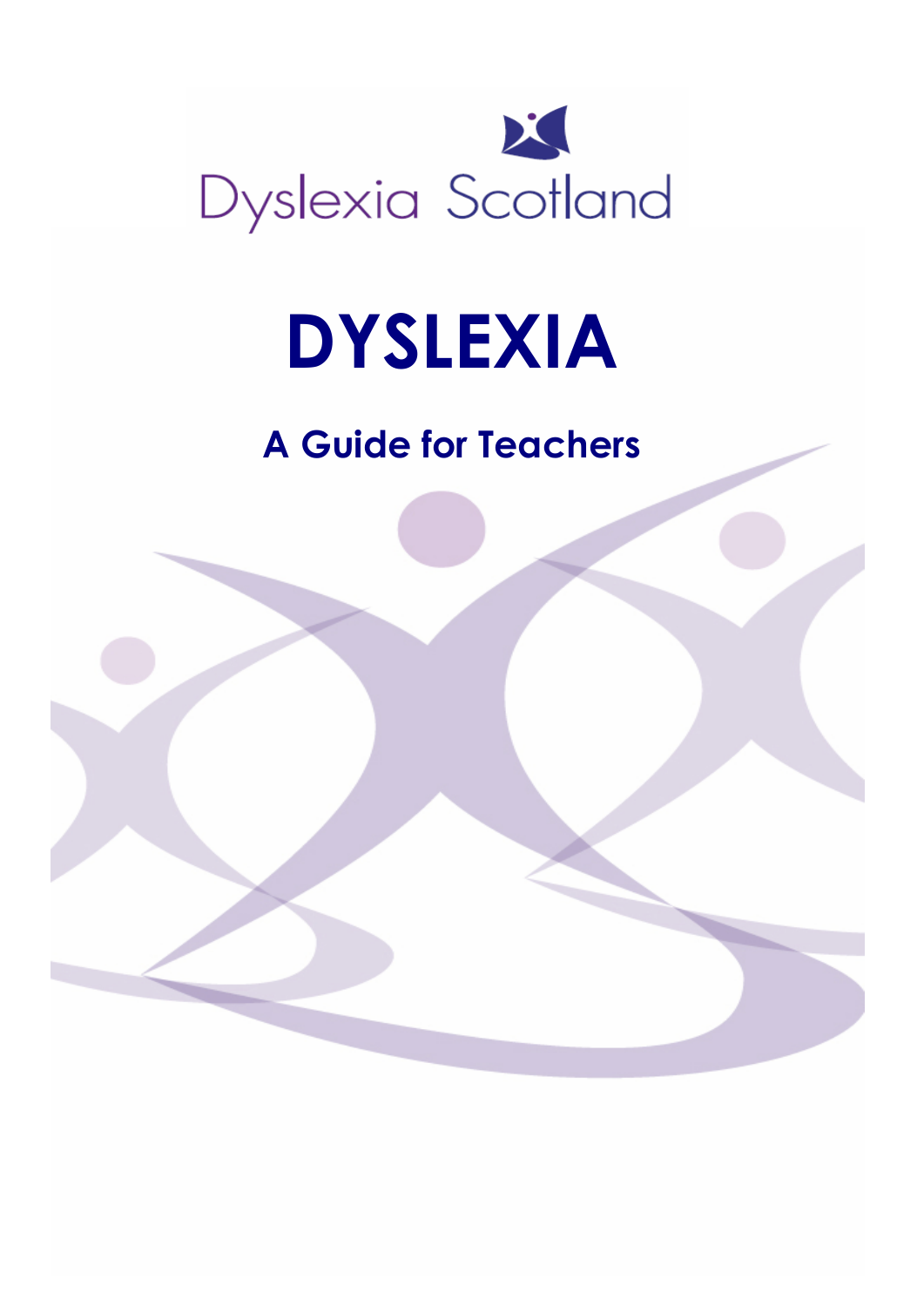Dyslexia Scotland

# DYSLEXIA

## A Guide for Teachers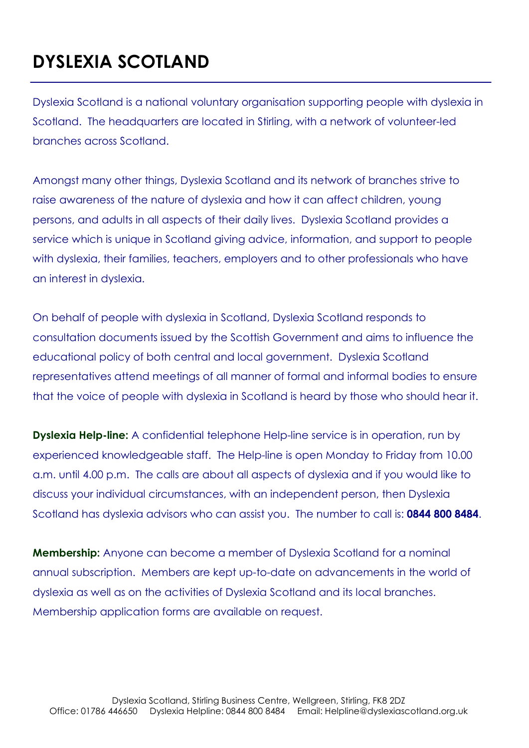# DYSLEXIA SCOTLAND

Dyslexia Scotland is a national voluntary organisation supporting people with dyslexia in Scotland. The headquarters are located in Stirling, with a network of volunteer-led branches across Scotland.

Amongst many other things, Dyslexia Scotland and its network of branches strive to raise awareness of the nature of dyslexia and how it can affect children, young persons, and adults in all aspects of their daily lives. Dyslexia Scotland provides a service which is unique in Scotland giving advice, information, and support to people with dyslexia, their families, teachers, employers and to other professionals who have an interest in dyslexia.

On behalf of people with dyslexia in Scotland, Dyslexia Scotland responds to consultation documents issued by the Scottish Government and aims to influence the educational policy of both central and local government. Dyslexia Scotland representatives attend meetings of all manner of formal and informal bodies to ensure that the voice of people with dyslexia in Scotland is heard by those who should hear it.

**Dyslexia Help-line:** A confidential telephone Help-line service is in operation, run by experienced knowledgeable staff. The Help-line is open Monday to Friday from 10.00 a.m. until 4.00 p.m. The calls are about all aspects of dyslexia and if you would like to discuss your individual circumstances, with an independent person, then Dyslexia Scotland has dyslexia advisors who can assist you. The number to call is: **0844 800 8484**.

**Membership:** Anyone can become a member of Dyslexia Scotland for a nominal annual subscription. Members are kept up-to-date on advancements in the world of dyslexia as well as on the activities of Dyslexia Scotland and its local branches. Membership application forms are available on request.

Dyslexia Scotland, Stirling Business Centre, Wellgreen, Stirling, FK8 2DZ
Office: 01786 446650 Dyslexia Helpline: 0844 800 8484 Email: Helpline@dyslexiascotland.org.uk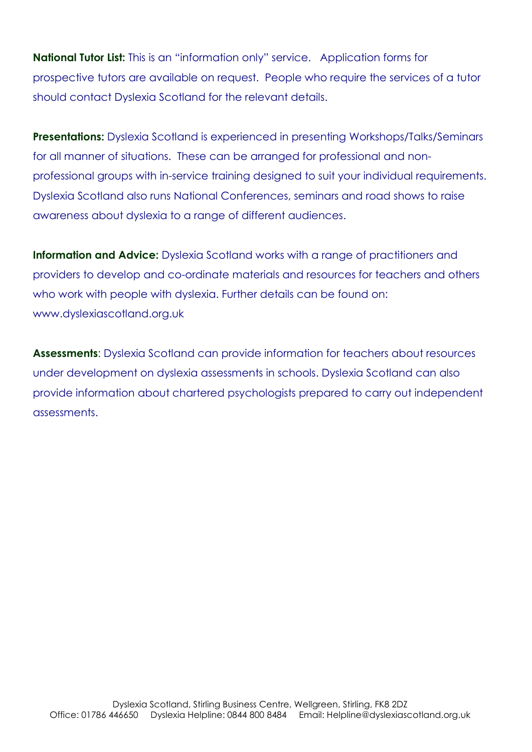**National Tutor List:** This is an "information only" service. Application forms for prospective tutors are available on request. People who require the services of a tutor should contact Dyslexia Scotland for the relevant details.

**Presentations:** Dyslexia Scotland is experienced in presenting Workshops/Talks/Seminars for all manner of situations. These can be arranged for professional and non-professional groups with in-service training designed to suit your individual requirements. Dyslexia Scotland also runs National Conferences, seminars and road shows to raise awareness about dyslexia to a range of different audiences.

**Information and Advice:** Dyslexia Scotland works with a range of practitioners and providers to develop and co-ordinate materials and resources for teachers and others who work with people with dyslexia. Further details can be found on: www.dyslexiascotland.org.uk

**Assessments**: Dyslexia Scotland can provide information for teachers about resources under development on dyslexia assessments in schools. Dyslexia Scotland can also provide information about chartered psychologists prepared to carry out independent assessments.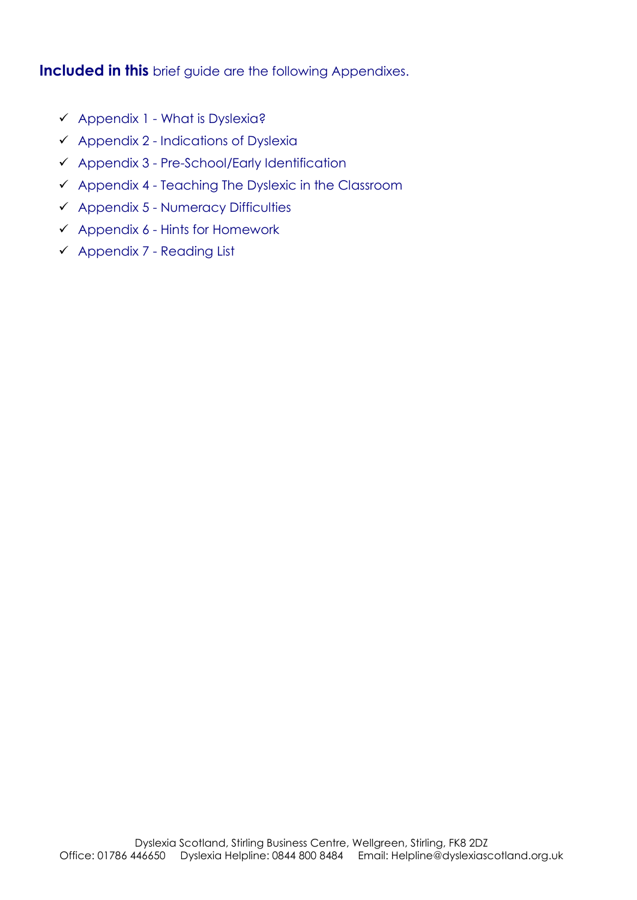**Included in this** brief guide are the following Appendixes.

- ✓ Appendix 1 - What is Dyslexia?
- ✓ Appendix 2 - Indications of Dyslexia
- ✓ Appendix 3 - Pre-School/Early Identification
- ✓ Appendix 4 - Teaching The Dyslexic in the Classroom
- ✓ Appendix 5 - Numeracy Difficulties
- ✓ Appendix 6 - Hints for Homework
- ✓ Appendix 7 - Reading List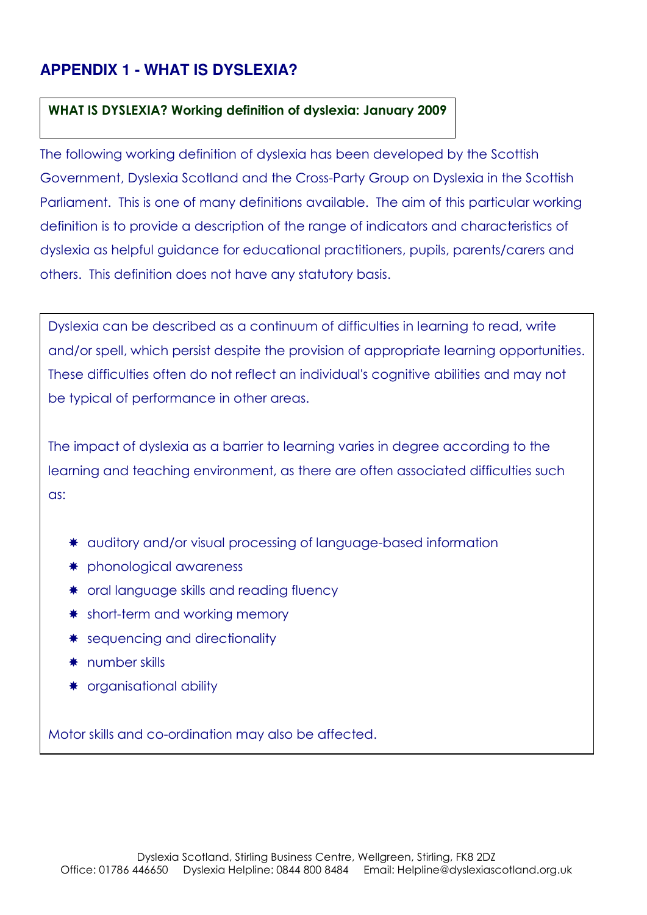## APPENDIX 1 - WHAT IS DYSLEXIA?

**WHAT IS DYSLEXIA? Working definition of dyslexia: January 2009**

The following working definition of dyslexia has been developed by the Scottish Government, Dyslexia Scotland and the Cross-Party Group on Dyslexia in the Scottish Parliament. This is one of many definitions available. The aim of this particular working definition is to provide a description of the range of indicators and characteristics of dyslexia as helpful guidance for educational practitioners, pupils, parents/carers and others. This definition does not have any statutory basis.

Dyslexia can be described as a continuum of difficulties in learning to read, write and/or spell, which persist despite the provision of appropriate learning opportunities. These difficulties often do not reflect an individual's cognitive abilities and may not be typical of performance in other areas.

The impact of dyslexia as a barrier to learning varies in degree according to the learning and teaching environment, as there are often associated difficulties such as:

- auditory and/or visual processing of language-based information
- phonological awareness
- oral language skills and reading fluency
- short-term and working memory
- sequencing and directionality
- number skills
- organisational ability

Motor skills and co-ordination may also be affected.

Dyslexia Scotland, Stirling Business Centre, Wellgreen, Stirling, FK8 2DZ
Office: 01786 446650 Dyslexia Helpline: 0844 800 8484 Email: Helpline@dyslexiascotland.org.uk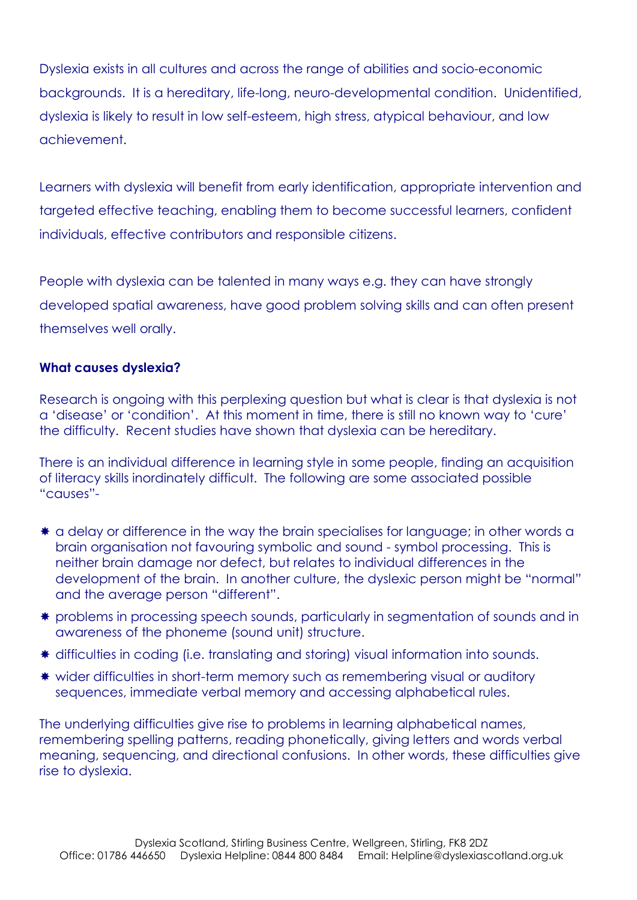Dyslexia exists in all cultures and across the range of abilities and socio-economic backgrounds. It is a hereditary, life-long, neuro-developmental condition. Unidentified, dyslexia is likely to result in low self-esteem, high stress, atypical behaviour, and low achievement.

Learners with dyslexia will benefit from early identification, appropriate intervention and targeted effective teaching, enabling them to become successful learners, confident individuals, effective contributors and responsible citizens.

People with dyslexia can be talented in many ways e.g. they can have strongly developed spatial awareness, have good problem solving skills and can often present themselves well orally.

**What causes dyslexia?**

Research is ongoing with this perplexing question but what is clear is that dyslexia is not a 'disease' or 'condition'. At this moment in time, there is still no known way to 'cure' the difficulty. Recent studies have shown that dyslexia can be hereditary.

There is an individual difference in learning style in some people, finding an acquisition of literacy skills inordinately difficult. The following are some associated possible "causes"-

- a delay or difference in the way the brain specialises for language; in other words a brain organisation not favouring symbolic and sound - symbol processing. This is neither brain damage nor defect, but relates to individual differences in the development of the brain. In another culture, the dyslexic person might be "normal" and the average person "different".
- problems in processing speech sounds, particularly in segmentation of sounds and in awareness of the phoneme (sound unit) structure.
- difficulties in coding (i.e. translating and storing) visual information into sounds.
- wider difficulties in short-term memory such as remembering visual or auditory sequences, immediate verbal memory and accessing alphabetical rules.

The underlying difficulties give rise to problems in learning alphabetical names, remembering spelling patterns, reading phonetically, giving letters and words verbal meaning, sequencing, and directional confusions. In other words, these difficulties give rise to dyslexia.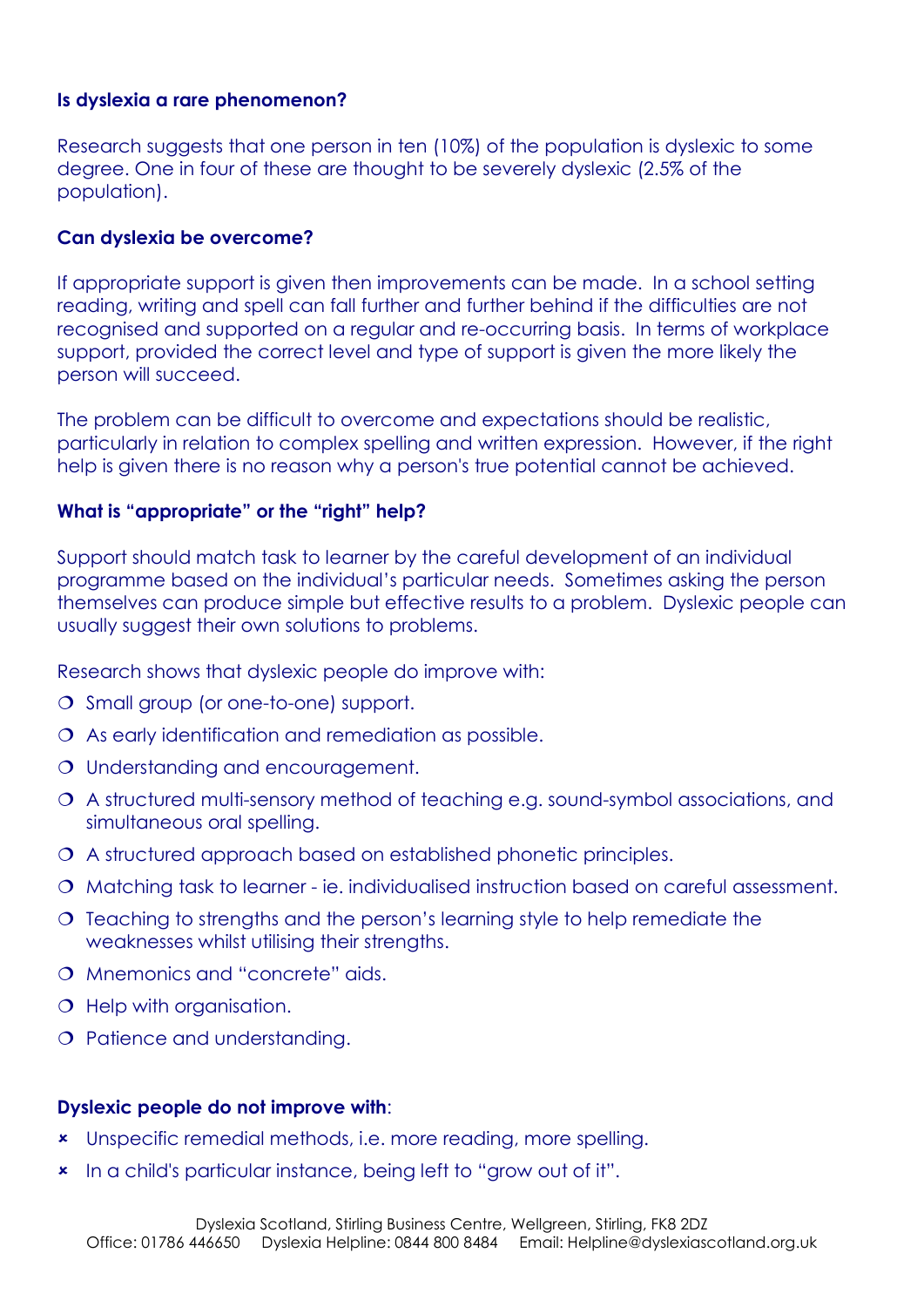**Is dyslexia a rare phenomenon?**

Research suggests that one person in ten (10%) of the population is dyslexic to some degree. One in four of these are thought to be severely dyslexic (2.5% of the population).

**Can dyslexia be overcome?**

If appropriate support is given then improvements can be made. In a school setting reading, writing and spell can fall further and further behind if the difficulties are not recognised and supported on a regular and re-occurring basis. In terms of workplace support, provided the correct level and type of support is given the more likely the person will succeed.

The problem can be difficult to overcome and expectations should be realistic, particularly in relation to complex spelling and written expression. However, if the right help is given there is no reason why a person's true potential cannot be achieved.

**What is "appropriate" or the "right" help?**

Support should match task to learner by the careful development of an individual programme based on the individual's particular needs. Sometimes asking the person themselves can produce simple but effective results to a problem. Dyslexic people can usually suggest their own solutions to problems.

Research shows that dyslexic people do improve with:

- Small group (or one-to-one) support.
- As early identification and remediation as possible.
- Understanding and encouragement.
- A structured multi-sensory method of teaching e.g. sound-symbol associations, and simultaneous oral spelling.
- A structured approach based on established phonetic principles.
- Matching task to learner - ie. individualised instruction based on careful assessment.
- Teaching to strengths and the person's learning style to help remediate the weaknesses whilst utilising their strengths.
- Mnemonics and "concrete" aids.
- Help with organisation.
- Patience and understanding.

**Dyslexic people do not improve with**:

- Unspecific remedial methods, i.e. more reading, more spelling.
- In a child's particular instance, being left to "grow out of it".

Dyslexia Scotland, Stirling Business Centre, Wellgreen, Stirling, FK8 2DZ
Office: 01786 446650 Dyslexia Helpline: 0844 800 8484 Email: Helpline@dyslexiascotland.org.uk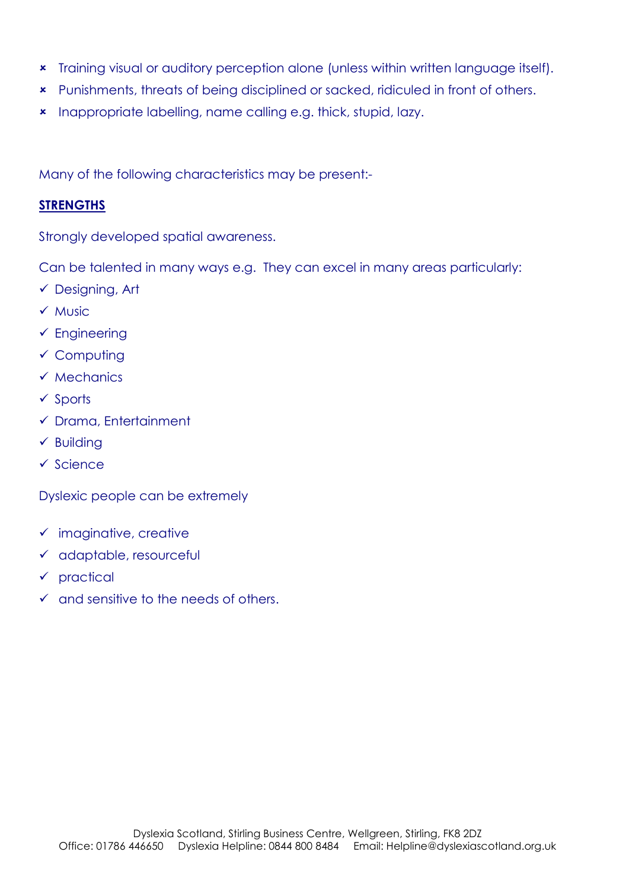- ✗ Training visual or auditory perception alone (unless within written language itself).
- ✗ Punishments, threats of being disciplined or sacked, ridiculed in front of others.
- ✗ Inappropriate labelling, name calling e.g. thick, stupid, lazy.

Many of the following characteristics may be present:-

**STRENGTHS**

Strongly developed spatial awareness.

Can be talented in many ways e.g. They can excel in many areas particularly:

- ✓ Designing, Art
- ✓ Music
- ✓ Engineering
- ✓ Computing
- ✓ Mechanics
- ✓ Sports
- ✓ Drama, Entertainment
- ✓ Building
- ✓ Science

Dyslexic people can be extremely

- ✓ imaginative, creative
- ✓ adaptable, resourceful
- ✓ practical
- ✓ and sensitive to the needs of others.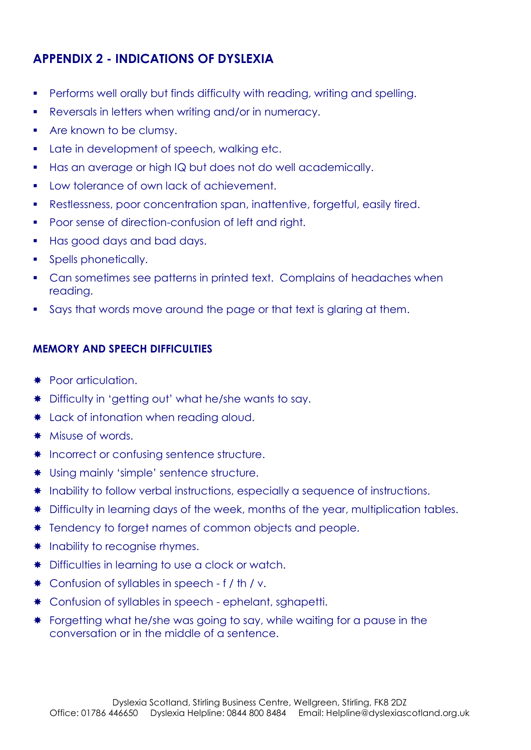## APPENDIX 2 - INDICATIONS OF DYSLEXIA

- Performs well orally but finds difficulty with reading, writing and spelling.
- Reversals in letters when writing and/or in numeracy.
- Are known to be clumsy.
- Late in development of speech, walking etc.
- Has an average or high IQ but does not do well academically.
- Low tolerance of own lack of achievement.
- Restlessness, poor concentration span, inattentive, forgetful, easily tired.
- Poor sense of direction-confusion of left and right.
- Has good days and bad days.
- Spells phonetically.
- Can sometimes see patterns in printed text. Complains of headaches when reading.
- Says that words move around the page or that text is glaring at them.

### MEMORY AND SPEECH DIFFICULTIES

- Poor articulation.
- Difficulty in 'getting out' what he/she wants to say.
- Lack of intonation when reading aloud.
- Misuse of words.
- Incorrect or confusing sentence structure.
- Using mainly 'simple' sentence structure.
- Inability to follow verbal instructions, especially a sequence of instructions.
- Difficulty in learning days of the week, months of the year, multiplication tables.
- Tendency to forget names of common objects and people.
- Inability to recognise rhymes.
- Difficulties in learning to use a clock or watch.
- Confusion of syllables in speech - f / th / v.
- Confusion of syllables in speech - ephelant, sghapetti.
- Forgetting what he/she was going to say, while waiting for a pause in the conversation or in the middle of a sentence.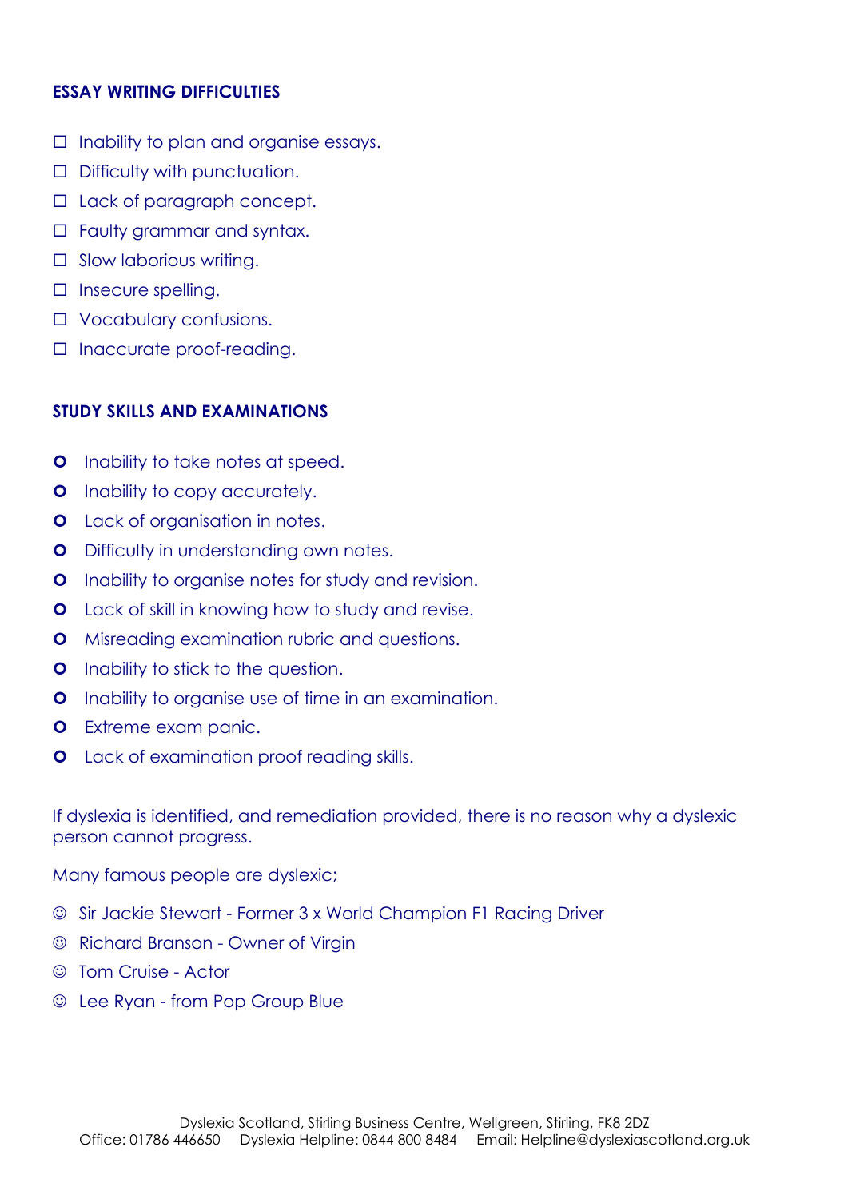**ESSAY WRITING DIFFICULTIES**

- Inability to plan and organise essays.
- Difficulty with punctuation.
- Lack of paragraph concept.
- Faulty grammar and syntax.
- Slow laborious writing.
- Insecure spelling.
- Vocabulary confusions.
- Inaccurate proof-reading.

**STUDY SKILLS AND EXAMINATIONS**

- Inability to take notes at speed.
- Inability to copy accurately.
- Lack of organisation in notes.
- Difficulty in understanding own notes.
- Inability to organise notes for study and revision.
- Lack of skill in knowing how to study and revise.
- Misreading examination rubric and questions.
- Inability to stick to the question.
- Inability to organise use of time in an examination.
- Extreme exam panic.
- Lack of examination proof reading skills.

If dyslexia is identified, and remediation provided, there is no reason why a dyslexic person cannot progress.

Many famous people are dyslexic;

- ☺ Sir Jackie Stewart - Former 3 x World Champion F1 Racing Driver
- ☺ Richard Branson - Owner of Virgin
- ☺ Tom Cruise - Actor
- ☺ Lee Ryan - from Pop Group Blue

Dyslexia Scotland, Stirling Business Centre, Wellgreen, Stirling, FK8 2DZ
Office: 01786 446650 Dyslexia Helpline: 0844 800 8484 Email: Helpline@dyslexiascotland.org.uk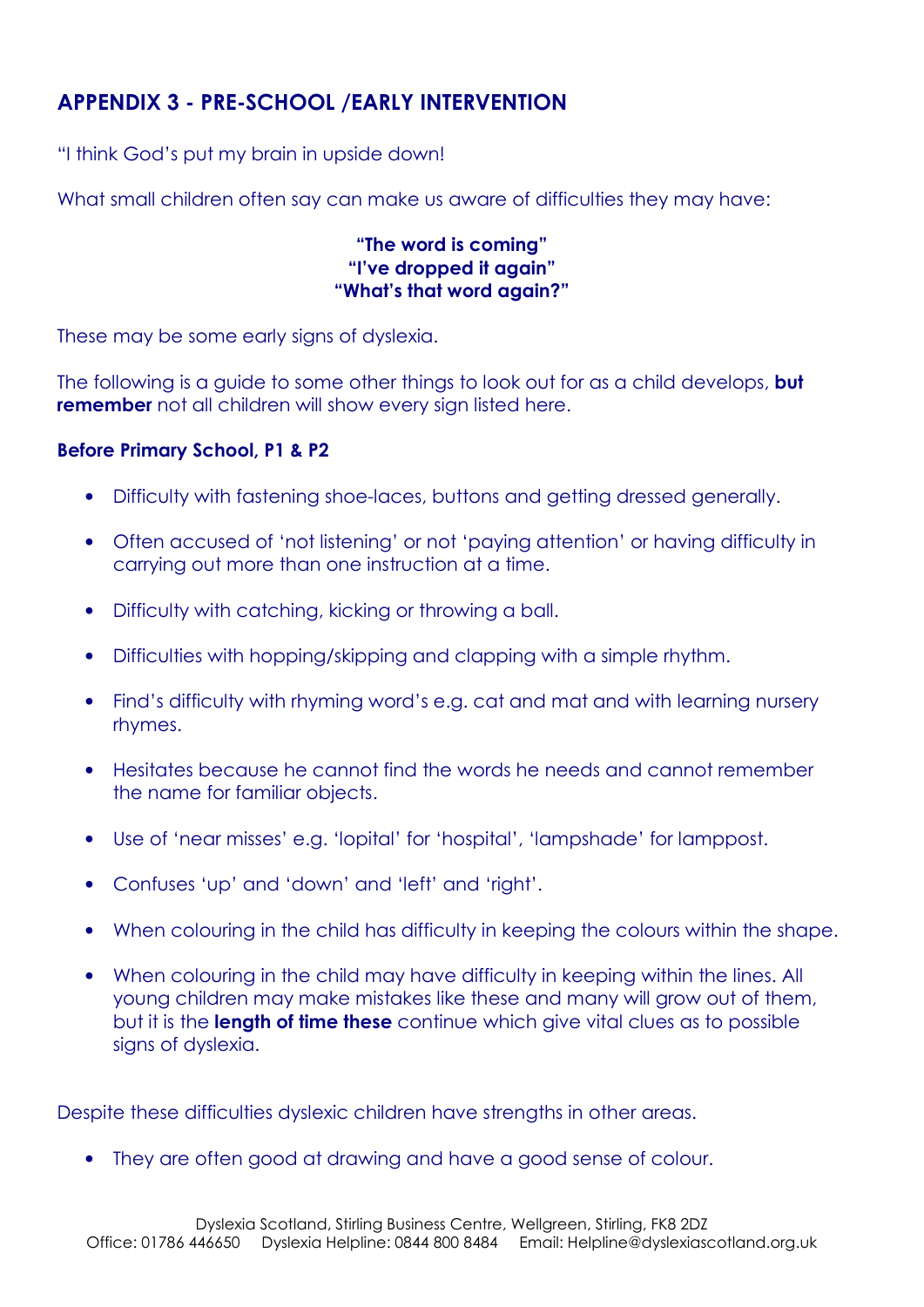## APPENDIX 3 - PRE-SCHOOL /EARLY INTERVENTION

"I think God's put my brain in upside down!

What small children often say can make us aware of difficulties they may have:

**"The word is coming"**
**"I've dropped it again"**
**"What's that word again?"**

These may be some early signs of dyslexia.

The following is a guide to some other things to look out for as a child develops, **but remember** not all children will show every sign listed here.

**Before Primary School, P1 & P2**

- Difficulty with fastening shoe-laces, buttons and getting dressed generally.
- Often accused of 'not listening' or not 'paying attention' or having difficulty in carrying out more than one instruction at a time.
- Difficulty with catching, kicking or throwing a ball.
- Difficulties with hopping/skipping and clapping with a simple rhythm.
- Find's difficulty with rhyming word's e.g. cat and mat and with learning nursery rhymes.
- Hesitates because he cannot find the words he needs and cannot remember the name for familiar objects.
- Use of 'near misses' e.g. 'lopital' for 'hospital', 'lampshade' for lamppost.
- Confuses 'up' and 'down' and 'left' and 'right'.
- When colouring in the child has difficulty in keeping the colours within the shape.
- When colouring in the child may have difficulty in keeping within the lines. All young children may make mistakes like these and many will grow out of them, but it is the **length of time these** continue which give vital clues as to possible signs of dyslexia.

Despite these difficulties dyslexic children have strengths in other areas.

- They are often good at drawing and have a good sense of colour.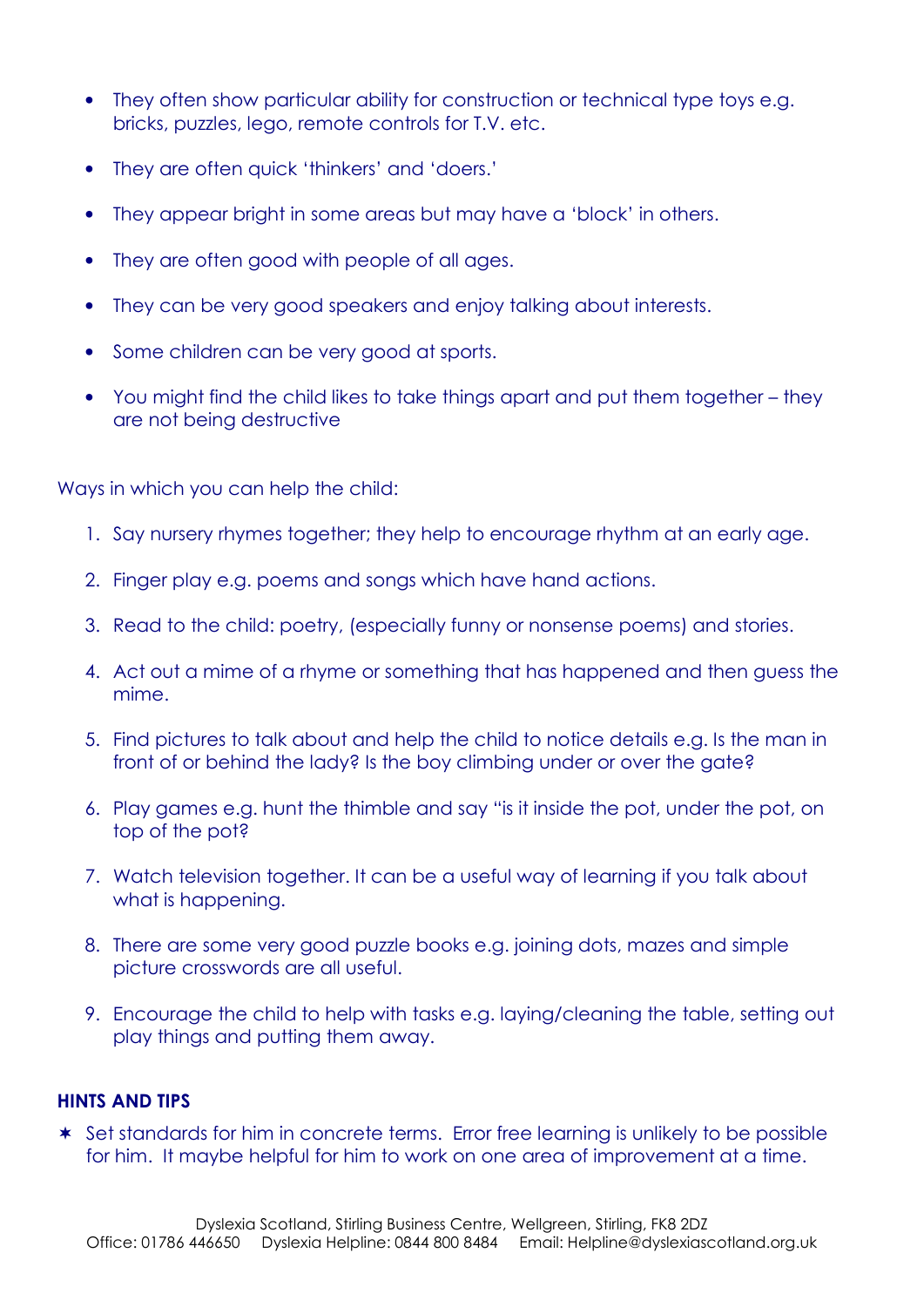- They often show particular ability for construction or technical type toys e.g. bricks, puzzles, lego, remote controls for T.V. etc.
- They are often quick 'thinkers' and 'doers.'
- They appear bright in some areas but may have a 'block' in others.
- They are often good with people of all ages.
- They can be very good speakers and enjoy talking about interests.
- Some children can be very good at sports.
- You might find the child likes to take things apart and put them together – they are not being destructive

Ways in which you can help the child:

1. Say nursery rhymes together; they help to encourage rhythm at an early age.
2. Finger play e.g. poems and songs which have hand actions.
3. Read to the child: poetry, (especially funny or nonsense poems) and stories.
4. Act out a mime of a rhyme or something that has happened and then guess the mime.
5. Find pictures to talk about and help the child to notice details e.g. Is the man in front of or behind the lady? Is the boy climbing under or over the gate?
6. Play games e.g. hunt the thimble and say "is it inside the pot, under the pot, on top of the pot?
7. Watch television together. It can be a useful way of learning if you talk about what is happening.
8. There are some very good puzzle books e.g. joining dots, mazes and simple picture crosswords are all useful.
9. Encourage the child to help with tasks e.g. laying/cleaning the table, setting out play things and putting them away.

**HINTS AND TIPS**

- Set standards for him in concrete terms. Error free learning is unlikely to be possible for him. It maybe helpful for him to work on one area of improvement at a time.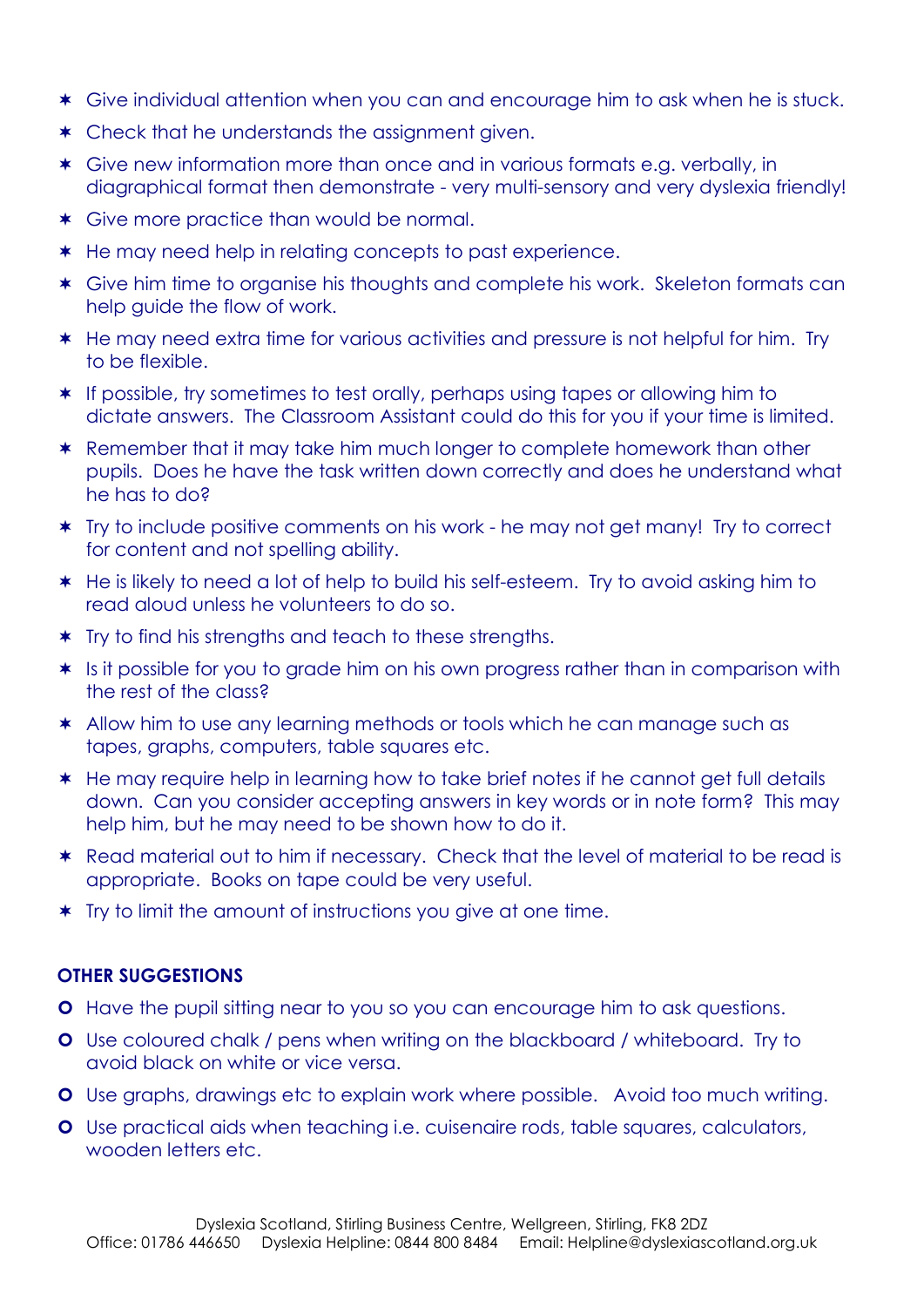- Give individual attention when you can and encourage him to ask when he is stuck.
- Check that he understands the assignment given.
- Give new information more than once and in various formats e.g. verbally, in diagraphical format then demonstrate - very multi-sensory and very dyslexia friendly!
- Give more practice than would be normal.
- He may need help in relating concepts to past experience.
- Give him time to organise his thoughts and complete his work. Skeleton formats can help guide the flow of work.
- He may need extra time for various activities and pressure is not helpful for him. Try to be flexible.
- If possible, try sometimes to test orally, perhaps using tapes or allowing him to dictate answers. The Classroom Assistant could do this for you if your time is limited.
- Remember that it may take him much longer to complete homework than other pupils. Does he have the task written down correctly and does he understand what he has to do?
- Try to include positive comments on his work - he may not get many! Try to correct for content and not spelling ability.
- He is likely to need a lot of help to build his self-esteem. Try to avoid asking him to read aloud unless he volunteers to do so.
- Try to find his strengths and teach to these strengths.
- Is it possible for you to grade him on his own progress rather than in comparison with the rest of the class?
- Allow him to use any learning methods or tools which he can manage such as tapes, graphs, computers, table squares etc.
- He may require help in learning how to take brief notes if he cannot get full details down. Can you consider accepting answers in key words or in note form? This may help him, but he may need to be shown how to do it.
- Read material out to him if necessary. Check that the level of material to be read is appropriate. Books on tape could be very useful.
- Try to limit the amount of instructions you give at one time.

## OTHER SUGGESTIONS

- Have the pupil sitting near to you so you can encourage him to ask questions.
- Use coloured chalk / pens when writing on the blackboard / whiteboard. Try to avoid black on white or vice versa.
- Use graphs, drawings etc to explain work where possible. Avoid too much writing.
- Use practical aids when teaching i.e. cuisenaire rods, table squares, calculators, wooden letters etc.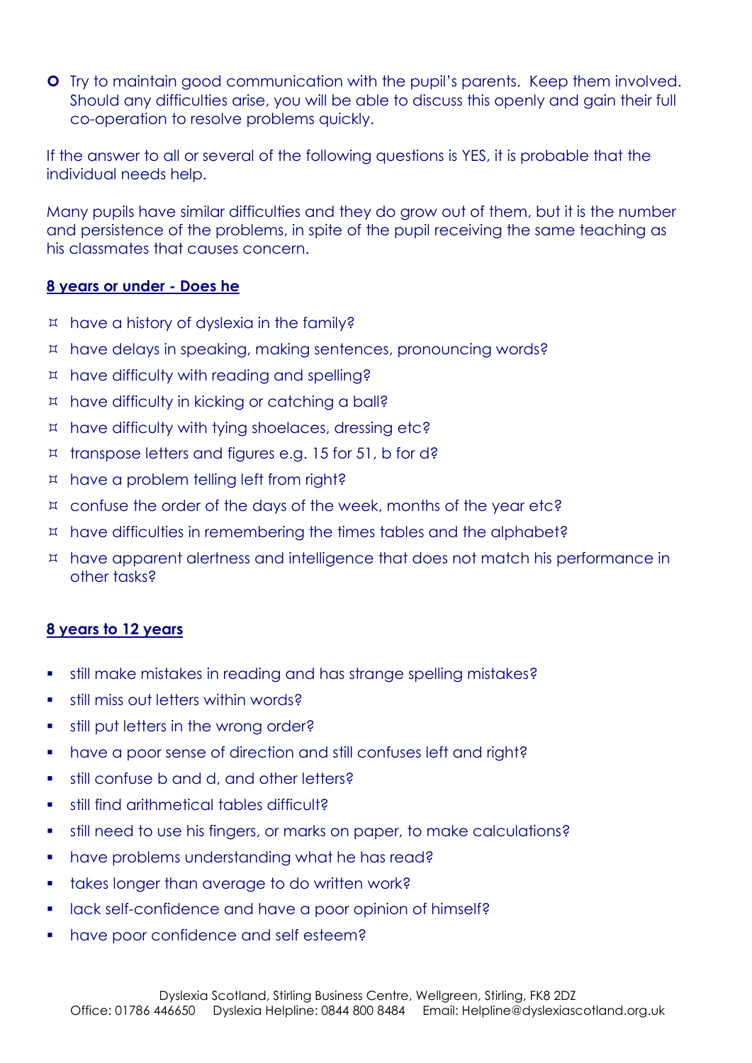- Try to maintain good communication with the pupil's parents. Keep them involved. Should any difficulties arise, you will be able to discuss this openly and gain their full co-operation to resolve problems quickly.

If the answer to all or several of the following questions is YES, it is probable that the individual needs help.

Many pupils have similar difficulties and they do grow out of them, but it is the number and persistence of the problems, in spite of the pupil receiving the same teaching as his classmates that causes concern.

**8 years or under - Does he**

- have a history of dyslexia in the family?
- have delays in speaking, making sentences, pronouncing words?
- have difficulty with reading and spelling?
- have difficulty in kicking or catching a ball?
- have difficulty with tying shoelaces, dressing etc?
- transpose letters and figures e.g. 15 for 51, b for d?
- have a problem telling left from right?
- confuse the order of the days of the week, months of the year etc?
- have difficulties in remembering the times tables and the alphabet?
- have apparent alertness and intelligence that does not match his performance in other tasks?

**8 years to 12 years**

- still make mistakes in reading and has strange spelling mistakes?
- still miss out letters within words?
- still put letters in the wrong order?
- have a poor sense of direction and still confuses left and right?
- still confuse b and d, and other letters?
- still find arithmetical tables difficult?
- still need to use his fingers, or marks on paper, to make calculations?
- have problems understanding what he has read?
- takes longer than average to do written work?
- lack self-confidence and have a poor opinion of himself?
- have poor confidence and self esteem?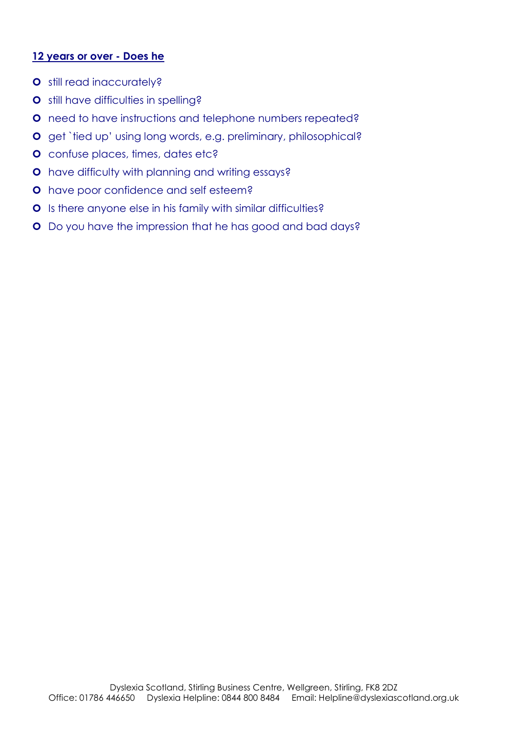**12 years or over - Does he**

- still read inaccurately?
- still have difficulties in spelling?
- need to have instructions and telephone numbers repeated?
- get `tied up' using long words, e.g. preliminary, philosophical?
- confuse places, times, dates etc?
- have difficulty with planning and writing essays?
- have poor confidence and self esteem?
- Is there anyone else in his family with similar difficulties?
- Do you have the impression that he has good and bad days?

Dyslexia Scotland, Stirling Business Centre, Wellgreen, Stirling, FK8 2DZ
Office: 01786 446650 Dyslexia Helpline: 0844 800 8484 Email: Helpline@dyslexiascotland.org.uk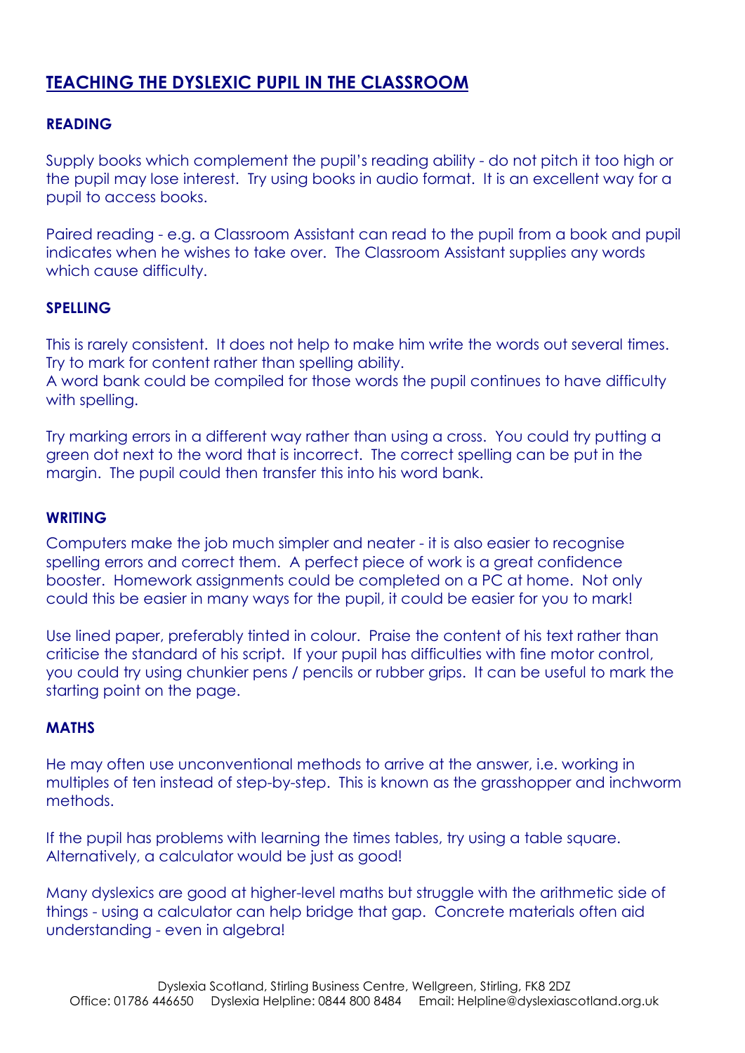# TEACHING THE DYSLEXIC PUPIL IN THE CLASSROOM

## READING

Supply books which complement the pupil's reading ability - do not pitch it too high or the pupil may lose interest. Try using books in audio format. It is an excellent way for a pupil to access books.

Paired reading - e.g. a Classroom Assistant can read to the pupil from a book and pupil indicates when he wishes to take over. The Classroom Assistant supplies any words which cause difficulty.

## SPELLING

This is rarely consistent. It does not help to make him write the words out several times. Try to mark for content rather than spelling ability.
A word bank could be compiled for those words the pupil continues to have difficulty with spelling.

Try marking errors in a different way rather than using a cross. You could try putting a green dot next to the word that is incorrect. The correct spelling can be put in the margin. The pupil could then transfer this into his word bank.

## WRITING

Computers make the job much simpler and neater - it is also easier to recognise spelling errors and correct them. A perfect piece of work is a great confidence booster. Homework assignments could be completed on a PC at home. Not only could this be easier in many ways for the pupil, it could be easier for you to mark!

Use lined paper, preferably tinted in colour. Praise the content of his text rather than criticise the standard of his script. If your pupil has difficulties with fine motor control, you could try using chunkier pens / pencils or rubber grips. It can be useful to mark the starting point on the page.

## MATHS

He may often use unconventional methods to arrive at the answer, i.e. working in multiples of ten instead of step-by-step. This is known as the grasshopper and inchworm methods.

If the pupil has problems with learning the times tables, try using a table square. Alternatively, a calculator would be just as good!

Many dyslexics are good at higher-level maths but struggle with the arithmetic side of things - using a calculator can help bridge that gap. Concrete materials often aid understanding - even in algebra!

Dyslexia Scotland, Stirling Business Centre, Wellgreen, Stirling, FK8 2DZ
Office: 01786 446650 Dyslexia Helpline: 0844 800 8484 Email: Helpline@dyslexiascotland.org.uk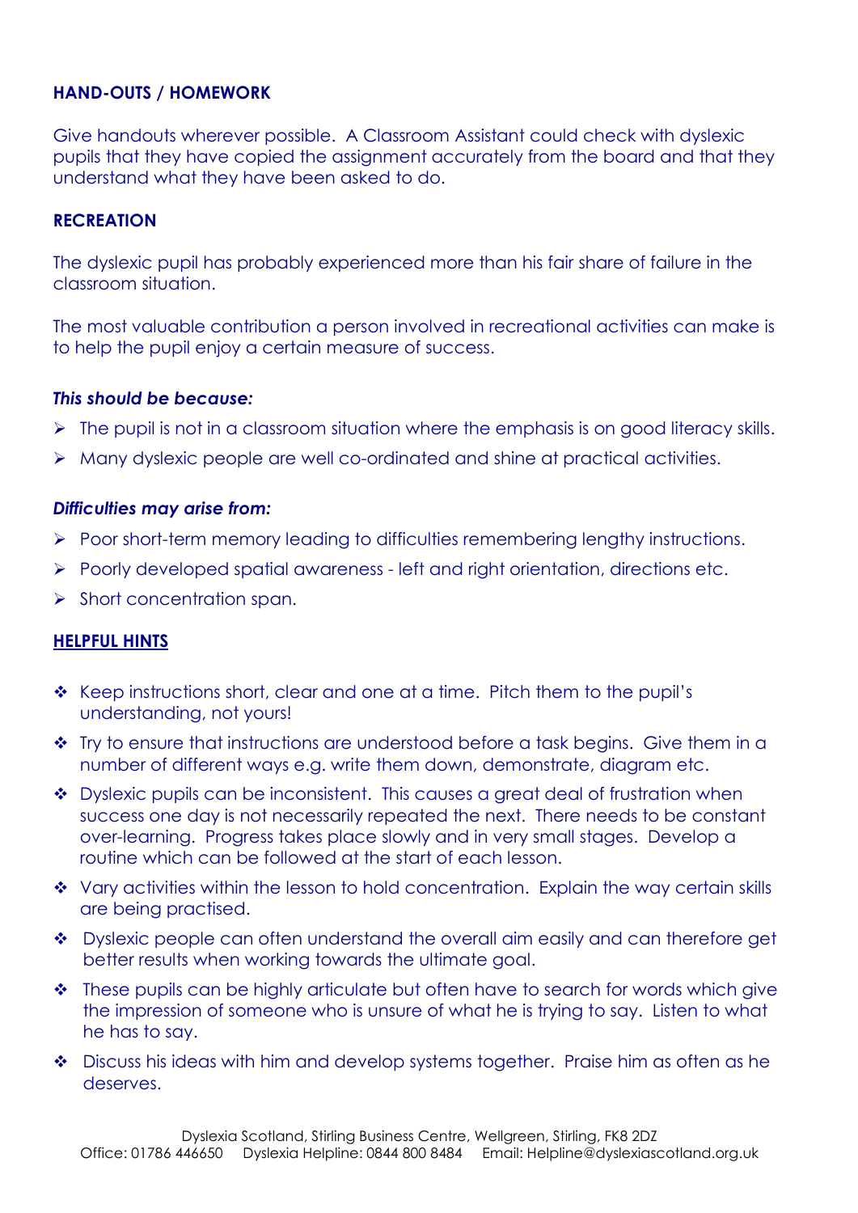**HAND-OUTS / HOMEWORK**

Give handouts wherever possible. A Classroom Assistant could check with dyslexic pupils that they have copied the assignment accurately from the board and that they understand what they have been asked to do.

**RECREATION**

The dyslexic pupil has probably experienced more than his fair share of failure in the classroom situation.

The most valuable contribution a person involved in recreational activities can make is to help the pupil enjoy a certain measure of success.

***This should be because:***

- The pupil is not in a classroom situation where the emphasis is on good literacy skills.
- Many dyslexic people are well co-ordinated and shine at practical activities.

***Difficulties may arise from:***

- Poor short-term memory leading to difficulties remembering lengthy instructions.
- Poorly developed spatial awareness - left and right orientation, directions etc.
- Short concentration span.

**HELPFUL HINTS**

- Keep instructions short, clear and one at a time. Pitch them to the pupil's understanding, not yours!
- Try to ensure that instructions are understood before a task begins. Give them in a number of different ways e.g. write them down, demonstrate, diagram etc.
- Dyslexic pupils can be inconsistent. This causes a great deal of frustration when success one day is not necessarily repeated the next. There needs to be constant over-learning. Progress takes place slowly and in very small stages. Develop a routine which can be followed at the start of each lesson.
- Vary activities within the lesson to hold concentration. Explain the way certain skills are being practised.
- Dyslexic people can often understand the overall aim easily and can therefore get better results when working towards the ultimate goal.
- These pupils can be highly articulate but often have to search for words which give the impression of someone who is unsure of what he is trying to say. Listen to what he has to say.
- Discuss his ideas with him and develop systems together. Praise him as often as he deserves.

Dyslexia Scotland, Stirling Business Centre, Wellgreen, Stirling, FK8 2DZ
Office: 01786 446650 Dyslexia Helpline: 0844 800 8484 Email: Helpline@dyslexiascotland.org.uk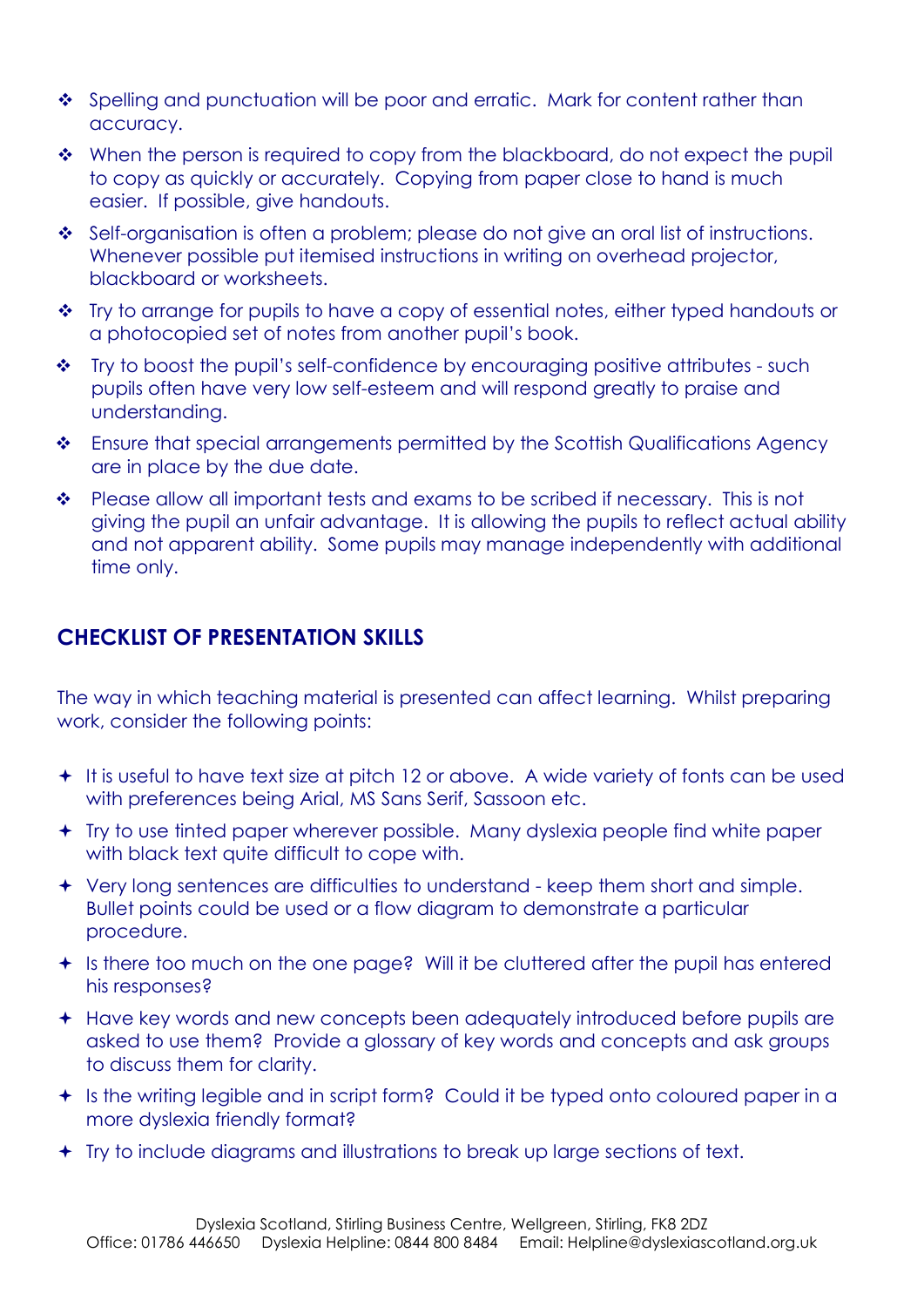- Spelling and punctuation will be poor and erratic. Mark for content rather than accuracy.
- When the person is required to copy from the blackboard, do not expect the pupil to copy as quickly or accurately. Copying from paper close to hand is much easier. If possible, give handouts.
- Self-organisation is often a problem; please do not give an oral list of instructions. Whenever possible put itemised instructions in writing on overhead projector, blackboard or worksheets.
- Try to arrange for pupils to have a copy of essential notes, either typed handouts or a photocopied set of notes from another pupil's book.
- Try to boost the pupil's self-confidence by encouraging positive attributes - such pupils often have very low self-esteem and will respond greatly to praise and understanding.
- Ensure that special arrangements permitted by the Scottish Qualifications Agency are in place by the due date.
- Please allow all important tests and exams to be scribed if necessary. This is not giving the pupil an unfair advantage. It is allowing the pupils to reflect actual ability and not apparent ability. Some pupils may manage independently with additional time only.

## CHECKLIST OF PRESENTATION SKILLS

The way in which teaching material is presented can affect learning. Whilst preparing work, consider the following points:

- It is useful to have text size at pitch 12 or above. A wide variety of fonts can be used with preferences being Arial, MS Sans Serif, Sassoon etc.
- Try to use tinted paper wherever possible. Many dyslexia people find white paper with black text quite difficult to cope with.
- Very long sentences are difficulties to understand - keep them short and simple. Bullet points could be used or a flow diagram to demonstrate a particular procedure.
- Is there too much on the one page? Will it be cluttered after the pupil has entered his responses?
- Have key words and new concepts been adequately introduced before pupils are asked to use them? Provide a glossary of key words and concepts and ask groups to discuss them for clarity.
- Is the writing legible and in script form? Could it be typed onto coloured paper in a more dyslexia friendly format?
- Try to include diagrams and illustrations to break up large sections of text.

Dyslexia Scotland, Stirling Business Centre, Wellgreen, Stirling, FK8 2DZ
Office: 01786 446650 Dyslexia Helpline: 0844 800 8484 Email: Helpline@dyslexiascotland.org.uk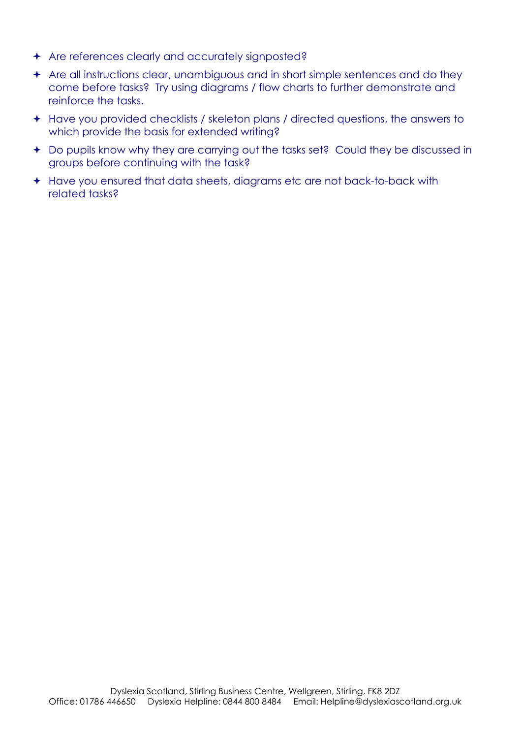- Are references clearly and accurately signposted?
- Are all instructions clear, unambiguous and in short simple sentences and do they come before tasks? Try using diagrams / flow charts to further demonstrate and reinforce the tasks.
- Have you provided checklists / skeleton plans / directed questions, the answers to which provide the basis for extended writing?
- Do pupils know why they are carrying out the tasks set? Could they be discussed in groups before continuing with the task?
- Have you ensured that data sheets, diagrams etc are not back-to-back with related tasks?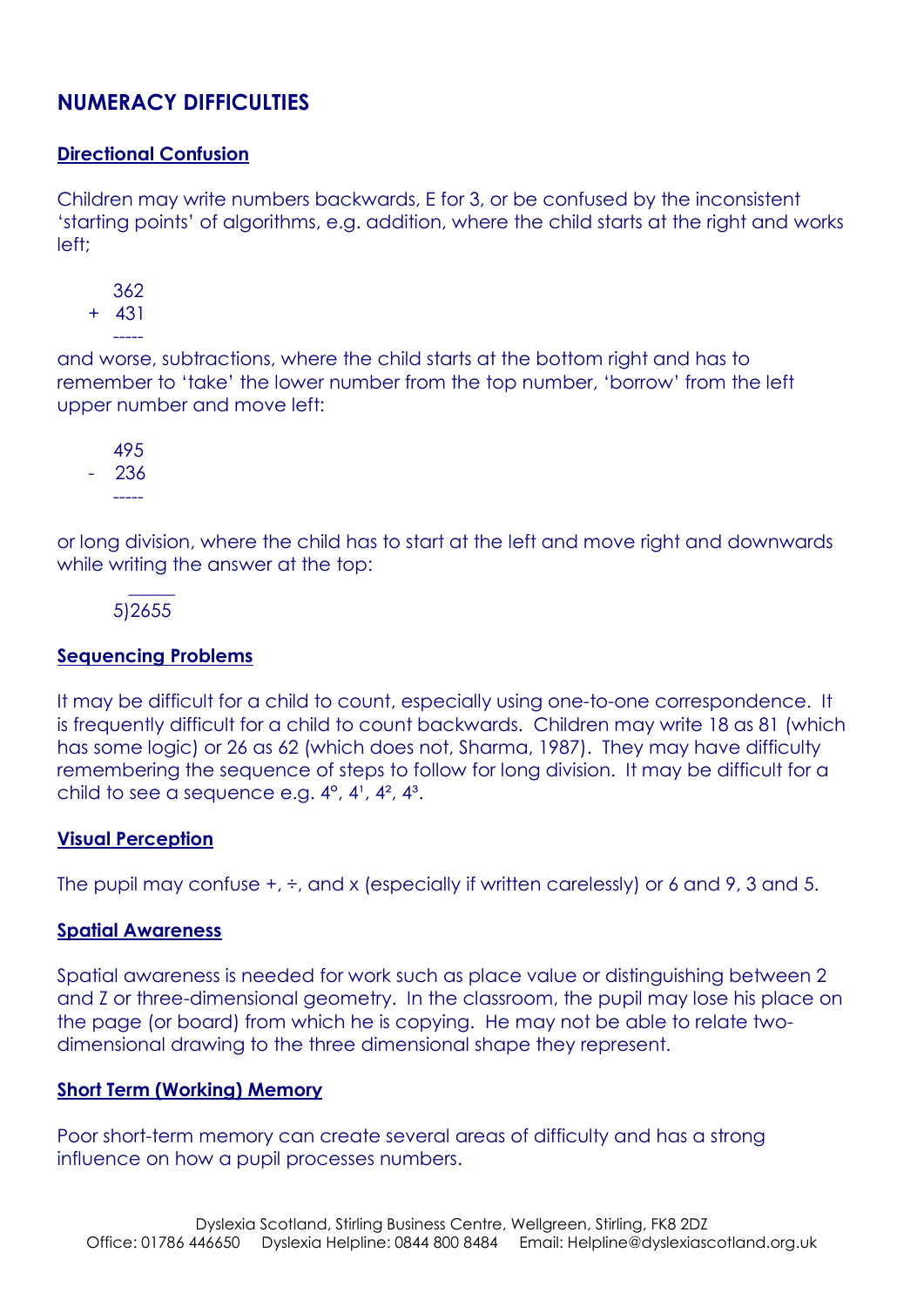## NUMERACY DIFFICULTIES

### Directional Confusion

Children may write numbers backwards, E for 3, or be confused by the inconsistent 'starting points' of algorithms, e.g. addition, where the child starts at the right and works left;

```
   362
+  431
   -----
```

and worse, subtractions, where the child starts at the bottom right and has to remember to 'take' the lower number from the top number, 'borrow' from the left upper number and move left:

```
   495
-  236
   -----
```

or long division, where the child has to start at the left and move right and downwards while writing the answer at the top:

```
  _____
5)2655
```

### Sequencing Problems

It may be difficult for a child to count, especially using one-to-one correspondence. It is frequently difficult for a child to count backwards. Children may write 18 as 81 (which has some logic) or 26 as 62 (which does not, Sharma, 1987). They may have difficulty remembering the sequence of steps to follow for long division. It may be difficult for a child to see a sequence e.g. $4^0$, $4^1$, $4^2$, $4^3$.

### Visual Perception

The pupil may confuse +, ÷, and x (especially if written carelessly) or 6 and 9, 3 and 5.

### Spatial Awareness

Spatial awareness is needed for work such as place value or distinguishing between 2 and Z or three-dimensional geometry. In the classroom, the pupil may lose his place on the page (or board) from which he is copying. He may not be able to relate two-dimensional drawing to the three dimensional shape they represent.

### Short Term (Working) Memory

Poor short-term memory can create several areas of difficulty and has a strong influence on how a pupil processes numbers.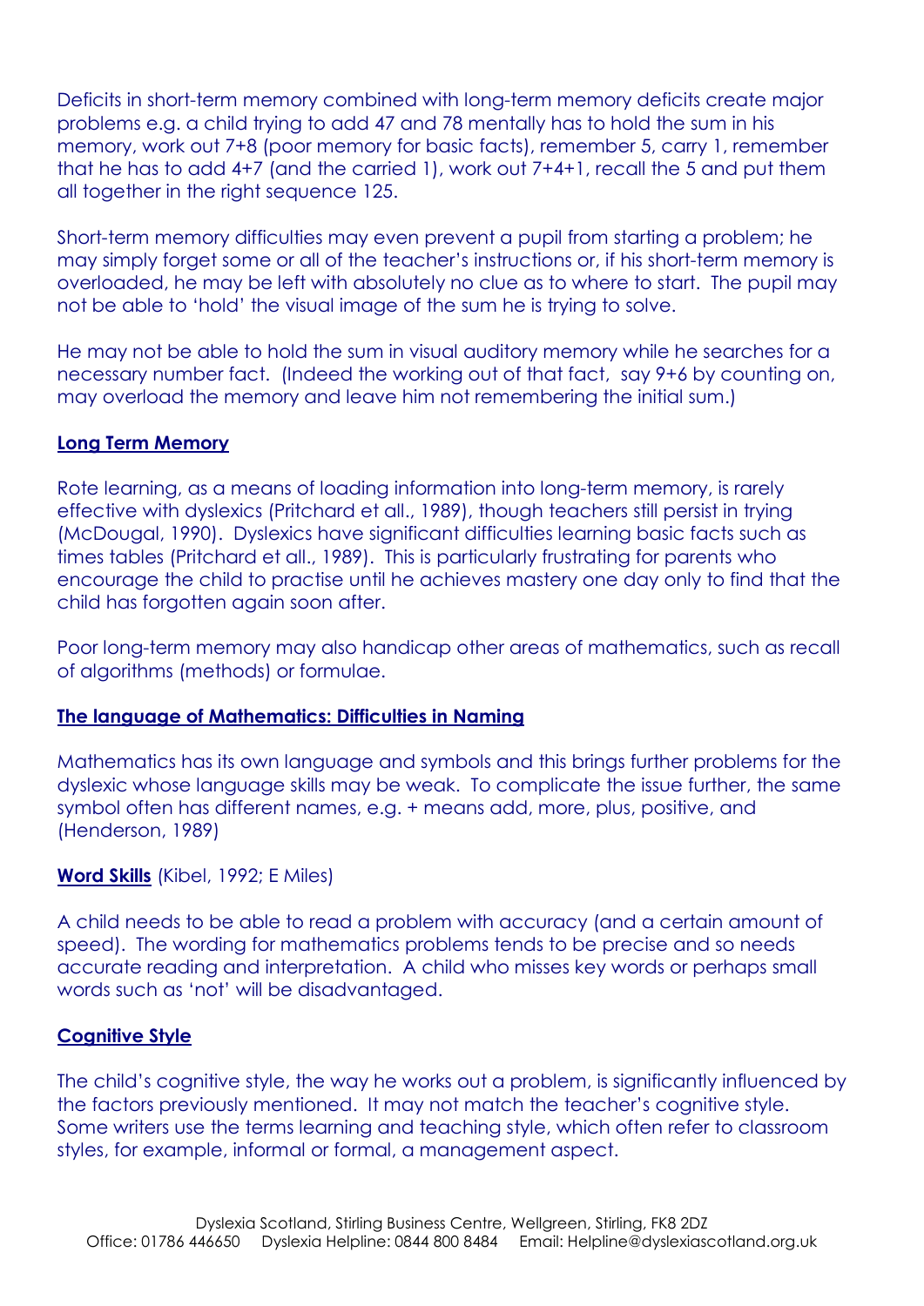Deficits in short-term memory combined with long-term memory deficits create major problems e.g. a child trying to add 47 and 78 mentally has to hold the sum in his memory, work out 7+8 (poor memory for basic facts), remember 5, carry 1, remember that he has to add 4+7 (and the carried 1), work out 7+4+1, recall the 5 and put them all together in the right sequence 125.

Short-term memory difficulties may even prevent a pupil from starting a problem; he may simply forget some or all of the teacher's instructions or, if his short-term memory is overloaded, he may be left with absolutely no clue as to where to start. The pupil may not be able to 'hold' the visual image of the sum he is trying to solve.

He may not be able to hold the sum in visual auditory memory while he searches for a necessary number fact. (Indeed the working out of that fact, say 9+6 by counting on, may overload the memory and leave him not remembering the initial sum.)

**Long Term Memory**

Rote learning, as a means of loading information into long-term memory, is rarely effective with dyslexics (Pritchard et all., 1989), though teachers still persist in trying (McDougal, 1990). Dyslexics have significant difficulties learning basic facts such as times tables (Pritchard et all., 1989). This is particularly frustrating for parents who encourage the child to practise until he achieves mastery one day only to find that the child has forgotten again soon after.

Poor long-term memory may also handicap other areas of mathematics, such as recall of algorithms (methods) or formulae.

**The language of Mathematics: Difficulties in Naming**

Mathematics has its own language and symbols and this brings further problems for the dyslexic whose language skills may be weak. To complicate the issue further, the same symbol often has different names, e.g. + means add, more, plus, positive, and (Henderson, 1989)

**Word Skills** (Kibel, 1992; E Miles)

A child needs to be able to read a problem with accuracy (and a certain amount of speed). The wording for mathematics problems tends to be precise and so needs accurate reading and interpretation. A child who misses key words or perhaps small words such as 'not' will be disadvantaged.

**Cognitive Style**

The child's cognitive style, the way he works out a problem, is significantly influenced by the factors previously mentioned. It may not match the teacher's cognitive style. Some writers use the terms learning and teaching style, which often refer to classroom styles, for example, informal or formal, a management aspect.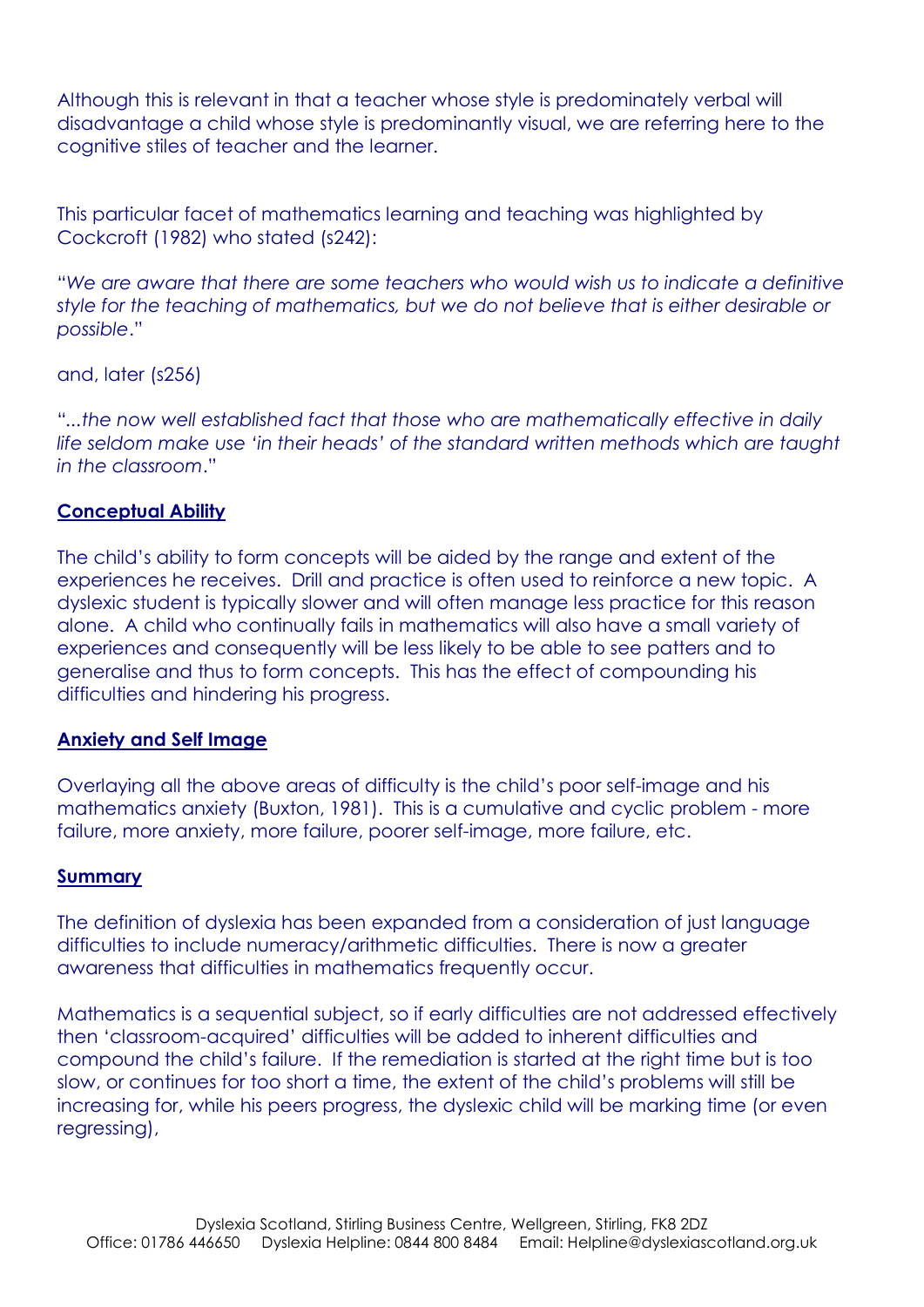Although this is relevant in that a teacher whose style is predominately verbal will disadvantage a child whose style is predominantly visual, we are referring here to the cognitive stiles of teacher and the learner.

This particular facet of mathematics learning and teaching was highlighted by Cockcroft (1982) who stated (s242):

"*We are aware that there are some teachers who would wish us to indicate a definitive style for the teaching of mathematics, but we do not believe that is either desirable or possible*."

and, later (s256)

"*...the now well established fact that those who are mathematically effective in daily life seldom make use 'in their heads' of the standard written methods which are taught in the classroom*."

**Conceptual Ability**

The child's ability to form concepts will be aided by the range and extent of the experiences he receives. Drill and practice is often used to reinforce a new topic. A dyslexic student is typically slower and will often manage less practice for this reason alone. A child who continually fails in mathematics will also have a small variety of experiences and consequently will be less likely to be able to see patters and to generalise and thus to form concepts. This has the effect of compounding his difficulties and hindering his progress.

**Anxiety and Self Image**

Overlaying all the above areas of difficulty is the child's poor self-image and his mathematics anxiety (Buxton, 1981). This is a cumulative and cyclic problem - more failure, more anxiety, more failure, poorer self-image, more failure, etc.

**Summary**

The definition of dyslexia has been expanded from a consideration of just language difficulties to include numeracy/arithmetic difficulties. There is now a greater awareness that difficulties in mathematics frequently occur.

Mathematics is a sequential subject, so if early difficulties are not addressed effectively then 'classroom-acquired' difficulties will be added to inherent difficulties and compound the child's failure. If the remediation is started at the right time but is too slow, or continues for too short a time, the extent of the child's problems will still be increasing for, while his peers progress, the dyslexic child will be marking time (or even regressing),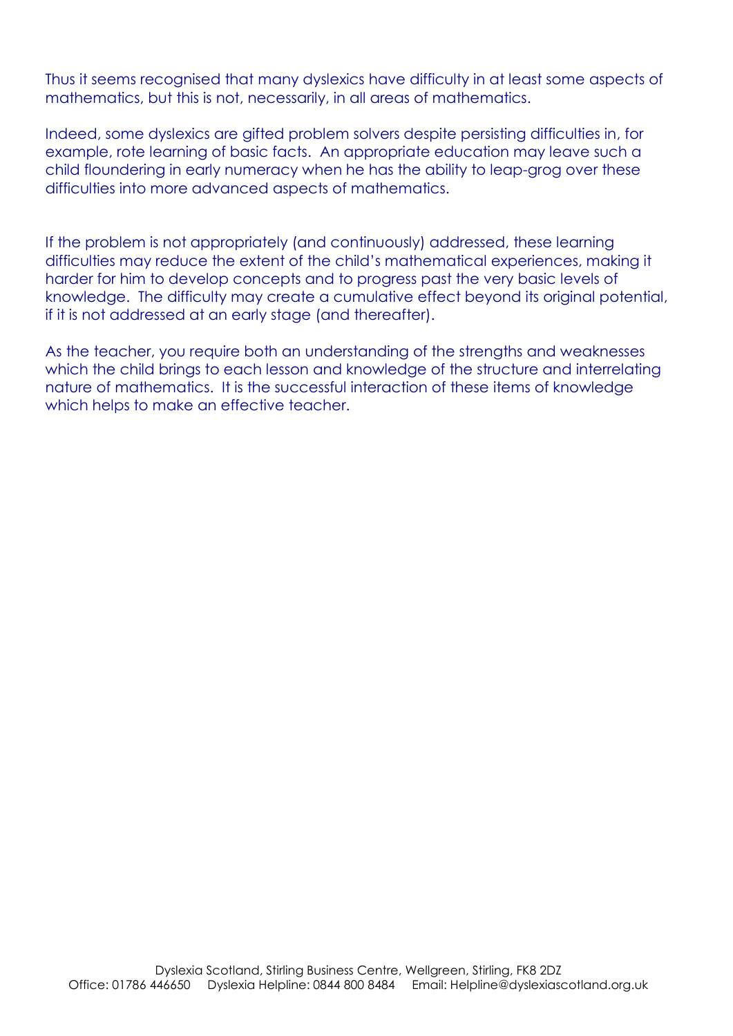Thus it seems recognised that many dyslexics have difficulty in at least some aspects of mathematics, but this is not, necessarily, in all areas of mathematics.

Indeed, some dyslexics are gifted problem solvers despite persisting difficulties in, for example, rote learning of basic facts. An appropriate education may leave such a child floundering in early numeracy when he has the ability to leap-grog over these difficulties into more advanced aspects of mathematics.

If the problem is not appropriately (and continuously) addressed, these learning difficulties may reduce the extent of the child's mathematical experiences, making it harder for him to develop concepts and to progress past the very basic levels of knowledge. The difficulty may create a cumulative effect beyond its original potential, if it is not addressed at an early stage (and thereafter).

As the teacher, you require both an understanding of the strengths and weaknesses which the child brings to each lesson and knowledge of the structure and interrelating nature of mathematics. It is the successful interaction of these items of knowledge which helps to make an effective teacher.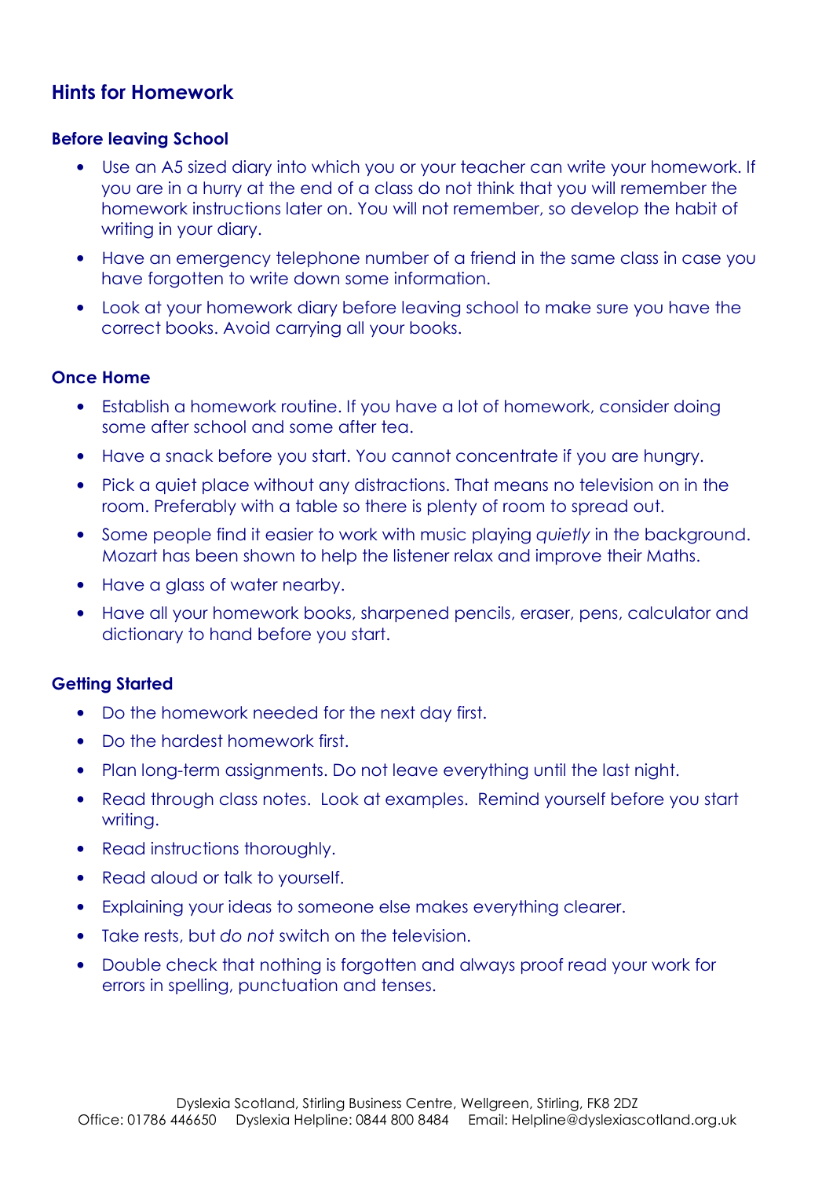## Hints for Homework

### Before leaving School

- Use an A5 sized diary into which you or your teacher can write your homework. If you are in a hurry at the end of a class do not think that you will remember the homework instructions later on. You will not remember, so develop the habit of writing in your diary.
- Have an emergency telephone number of a friend in the same class in case you have forgotten to write down some information.
- Look at your homework diary before leaving school to make sure you have the correct books. Avoid carrying all your books.

### Once Home

- Establish a homework routine. If you have a lot of homework, consider doing some after school and some after tea.
- Have a snack before you start. You cannot concentrate if you are hungry.
- Pick a quiet place without any distractions. That means no television on in the room. Preferably with a table so there is plenty of room to spread out.
- Some people find it easier to work with music playing *quietly* in the background. Mozart has been shown to help the listener relax and improve their Maths.
- Have a glass of water nearby.
- Have all your homework books, sharpened pencils, eraser, pens, calculator and dictionary to hand before you start.

### Getting Started

- Do the homework needed for the next day first.
- Do the hardest homework first.
- Plan long-term assignments. Do not leave everything until the last night.
- Read through class notes. Look at examples. Remind yourself before you start writing.
- Read instructions thoroughly.
- Read aloud or talk to yourself.
- Explaining your ideas to someone else makes everything clearer.
- Take rests, but *do not* switch on the television.
- Double check that nothing is forgotten and always proof read your work for errors in spelling, punctuation and tenses.

Dyslexia Scotland, Stirling Business Centre, Wellgreen, Stirling, FK8 2DZ
Office: 01786 446650 Dyslexia Helpline: 0844 800 8484 Email: Helpline@dyslexiascotland.org.uk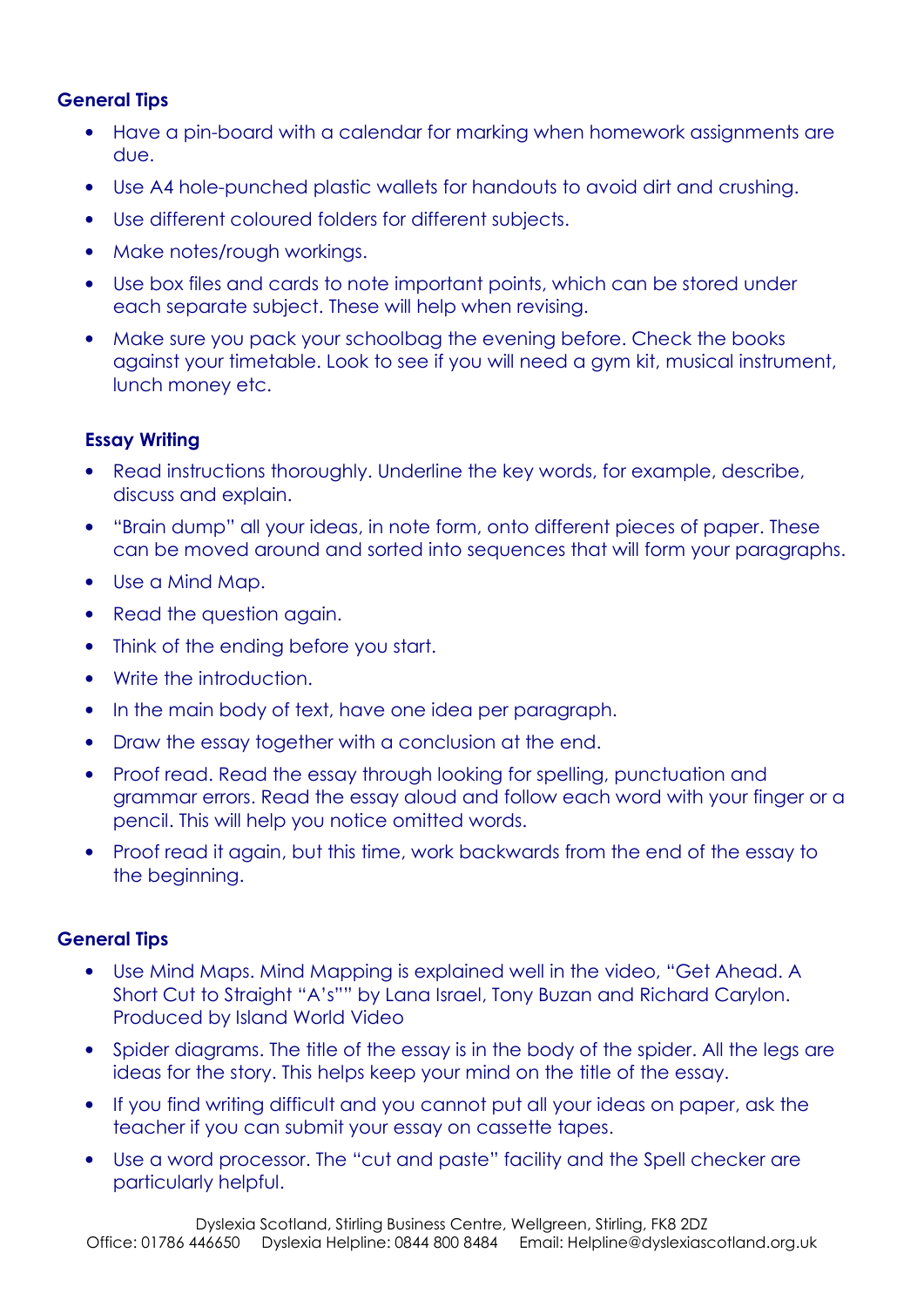### General Tips

- Have a pin-board with a calendar for marking when homework assignments are due.
- Use A4 hole-punched plastic wallets for handouts to avoid dirt and crushing.
- Use different coloured folders for different subjects.
- Make notes/rough workings.
- Use box files and cards to note important points, which can be stored under each separate subject. These will help when revising.
- Make sure you pack your schoolbag the evening before. Check the books against your timetable. Look to see if you will need a gym kit, musical instrument, lunch money etc.

### Essay Writing

- Read instructions thoroughly. Underline the key words, for example, describe, discuss and explain.
- "Brain dump" all your ideas, in note form, onto different pieces of paper. These can be moved around and sorted into sequences that will form your paragraphs.
- Use a Mind Map.
- Read the question again.
- Think of the ending before you start.
- Write the introduction.
- In the main body of text, have one idea per paragraph.
- Draw the essay together with a conclusion at the end.
- Proof read. Read the essay through looking for spelling, punctuation and grammar errors. Read the essay aloud and follow each word with your finger or a pencil. This will help you notice omitted words.
- Proof read it again, but this time, work backwards from the end of the essay to the beginning.

### General Tips

- Use Mind Maps. Mind Mapping is explained well in the video, "Get Ahead. A Short Cut to Straight "A's"" by Lana Israel, Tony Buzan and Richard Carylon. Produced by Island World Video
- Spider diagrams. The title of the essay is in the body of the spider. All the legs are ideas for the story. This helps keep your mind on the title of the essay.
- If you find writing difficult and you cannot put all your ideas on paper, ask the teacher if you can submit your essay on cassette tapes.
- Use a word processor. The "cut and paste" facility and the Spell checker are particularly helpful.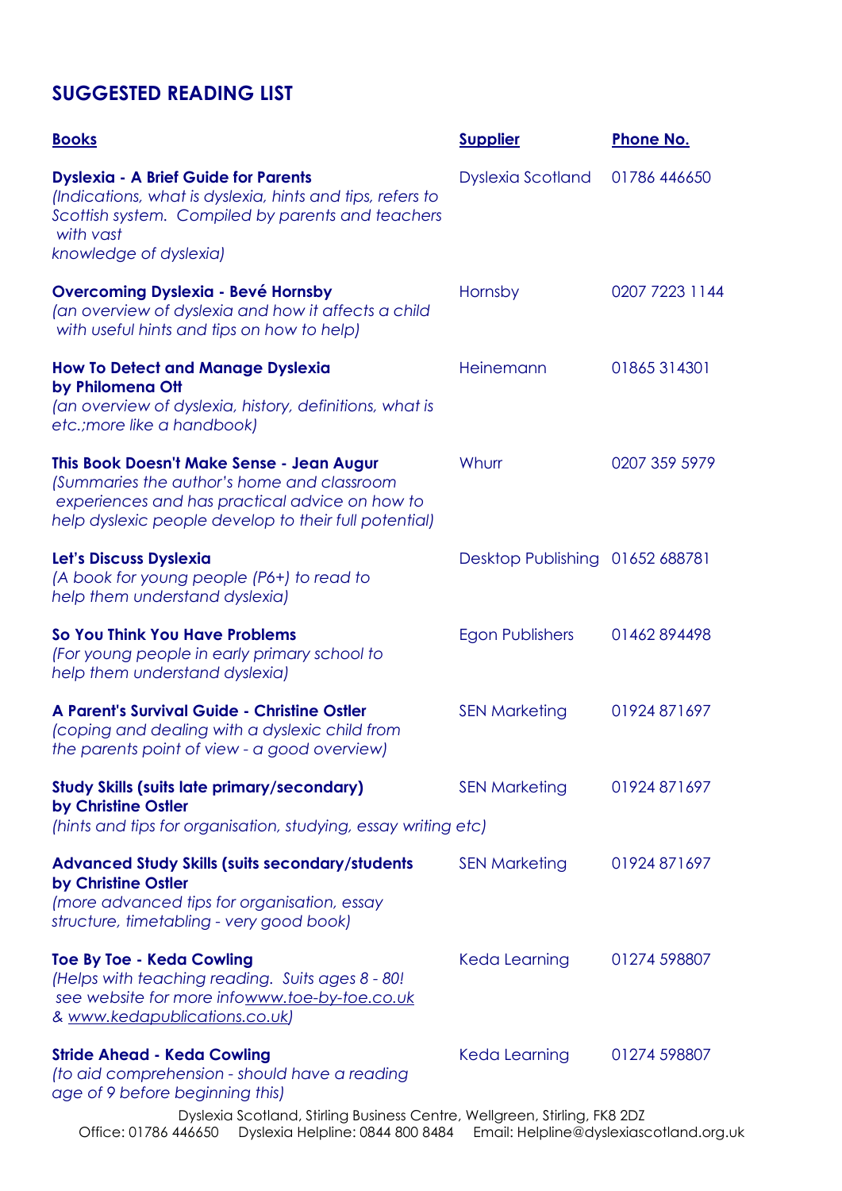## SUGGESTED READING LIST

| Books | Supplier | Phone No. |
|---|---|---|
| **Dyslexia - A Brief Guide for Parents** *(Indications, what is dyslexia, hints and tips, refers to Scottish system. Compiled by parents and teachers with vast knowledge of dyslexia)* | Dyslexia Scotland | 01786 446650 |
| **Overcoming Dyslexia - Bevé Hornsby** *(an overview of dyslexia and how it affects a child with useful hints and tips on how to help)* | Hornsby | 0207 7223 1144 |
| **How To Detect and Manage Dyslexia by Philomena Ott** *(an overview of dyslexia, history, definitions, what is etc.;more like a handbook)* | Heinemann | 01865 314301 |
| **This Book Doesn't Make Sense - Jean Augur** *(Summaries the author's home and classroom experiences and has practical advice on how to help dyslexic people develop to their full potential)* | Whurr | 0207 359 5979 |
| **Let's Discuss Dyslexia** *(A book for young people (P6+) to read to help them understand dyslexia)* | Desktop Publishing | 01652 688781 |
| **So You Think You Have Problems** *(For young people in early primary school to help them understand dyslexia)* | Egon Publishers | 01462 894498 |
| **A Parent's Survival Guide - Christine Ostler** *(coping and dealing with a dyslexic child from the parents point of view - a good overview)* | SEN Marketing | 01924 871697 |
| **Study Skills (suits late primary/secondary) by Christine Ostler** *(hints and tips for organisation, studying, essay writing etc)* | SEN Marketing | 01924 871697 |
| **Advanced Study Skills (suits secondary/students by Christine Ostler** *(more advanced tips for organisation, essay structure, timetabling - very good book)* | SEN Marketing | 01924 871697 |
| **Toe By Toe - Keda Cowling** *(Helps with teaching reading. Suits ages 8 - 80! see website for more infowww.toe-by-toe.co.uk & www.kedapublications.co.uk)* | Keda Learning | 01274 598807 |
| **Stride Ahead - Keda Cowling** *(to aid comprehension - should have a reading age of 9 before beginning this)* | Keda Learning | 01274 598807 |

Dyslexia Scotland, Stirling Business Centre, Wellgreen, Stirling, FK8 2DZ
Office: 01786 446650 Dyslexia Helpline: 0844 800 8484 Email: Helpline@dyslexiascotland.org.uk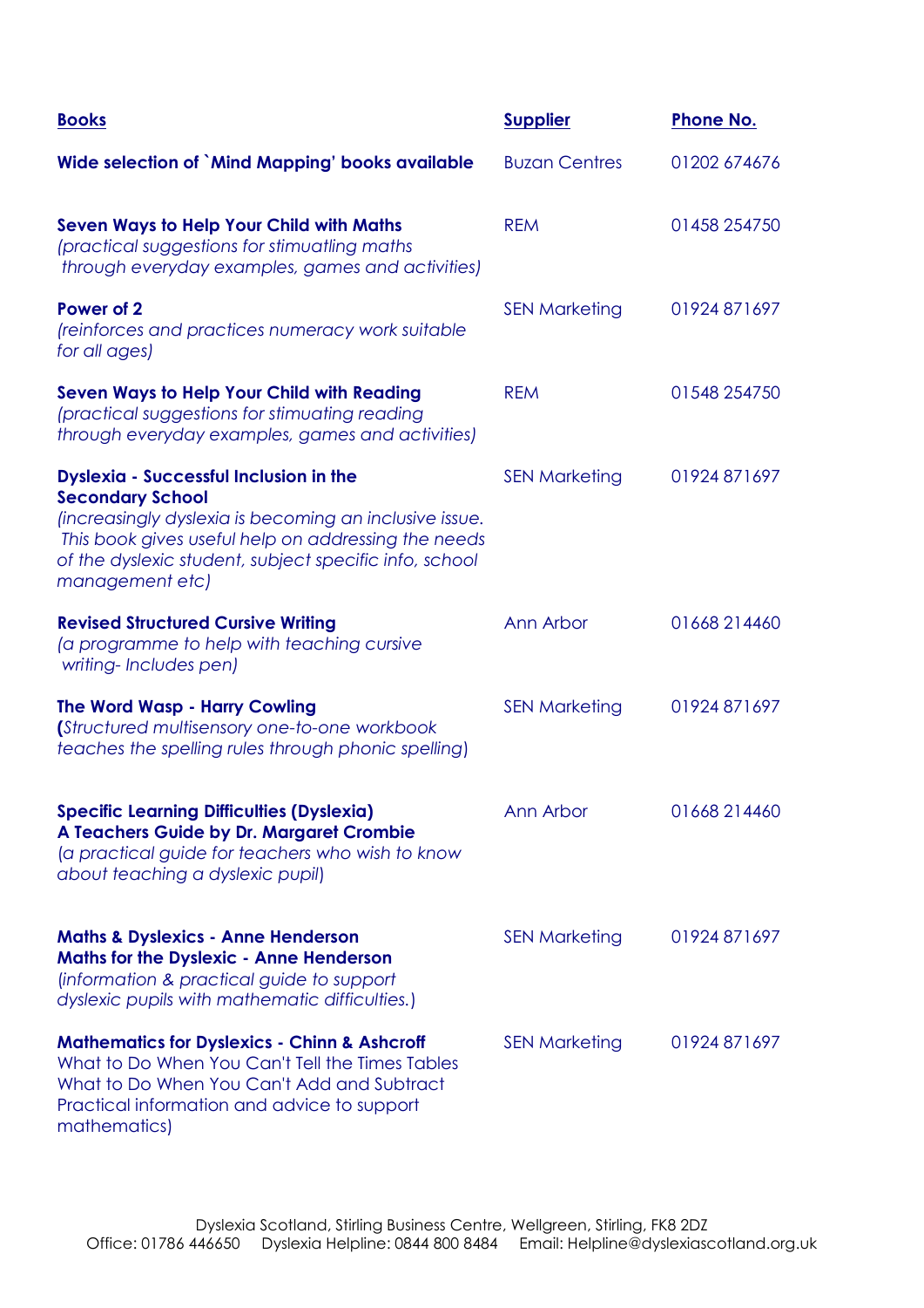| Books | Supplier | Phone No. |
|---|---|---|
| **Wide selection of `Mind Mapping' books available** | Buzan Centres | 01202 674676 |
| **Seven Ways to Help Your Child with Maths** *(practical suggestions for stimuatling maths through everyday examples, games and activities)* | REM | 01458 254750 |
| **Power of 2** *(reinforces and practices numeracy work suitable for all ages)* | SEN Marketing | 01924 871697 |
| **Seven Ways to Help Your Child with Reading** *(practical suggestions for stimuating reading through everyday examples, games and activities)* | REM | 01548 254750 |
| **Dyslexia - Successful Inclusion in the Secondary School** *(increasingly dyslexia is becoming an inclusive issue. This book gives useful help on addressing the needs of the dyslexic student, subject specific info, school management etc)* | SEN Marketing | 01924 871697 |
| **Revised Structured Cursive Writing** *(a programme to help with teaching cursive writing- Includes pen)* | Ann Arbor | 01668 214460 |
| **The Word Wasp - Harry Cowling** *(Structured multisensory one-to-one workbook teaches the spelling rules through phonic spelling)* | SEN Marketing | 01924 871697 |
| **Specific Learning Difficulties (Dyslexia) A Teachers Guide by Dr. Margaret Crombie** *(a practical guide for teachers who wish to know about teaching a dyslexic pupil)* | Ann Arbor | 01668 214460 |
| **Maths & Dyslexics - Anne Henderson** **Maths for the Dyslexic - Anne Henderson** *(information & practical guide to support dyslexic pupils with mathematic difficulties.)* | SEN Marketing | 01924 871697 |
| **Mathematics for Dyslexics - Chinn & Ashcroft** What to Do When You Can't Tell the Times Tables What to Do When You Can't Add and Subtract Practical information and advice to support mathematics) | SEN Marketing | 01924 871697 |

Dyslexia Scotland, Stirling Business Centre, Wellgreen, Stirling, FK8 2DZ
Office: 01786 446650 Dyslexia Helpline: 0844 800 8484 Email: Helpline@dyslexiascotland.org.uk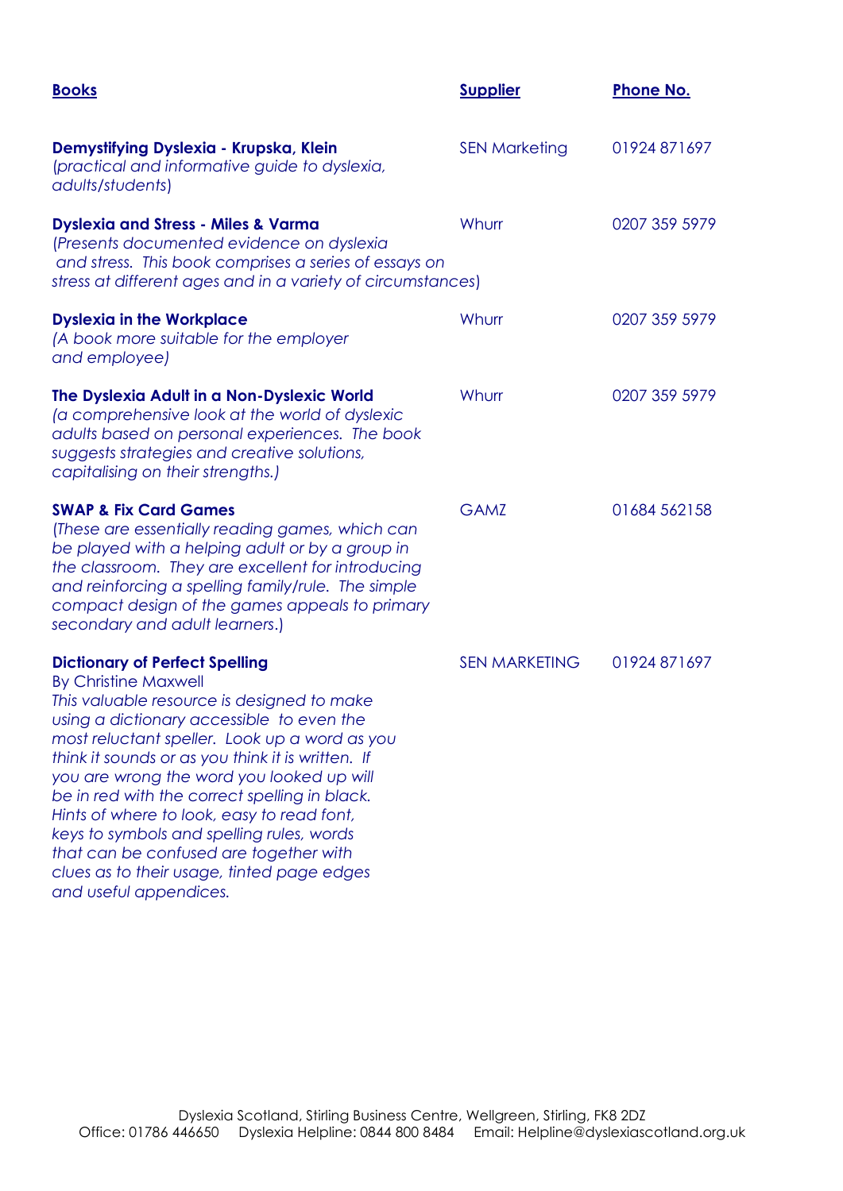| Books | Supplier | Phone No. |
|---|---|---|
| **Demystifying Dyslexia - Krupska, Klein** *(practical and informative guide to dyslexia, adults/students)* | SEN Marketing | 01924 871697 |
| **Dyslexia and Stress - Miles & Varma** *(Presents documented evidence on dyslexia and stress. This book comprises a series of essays on stress at different ages and in a variety of circumstances)* | Whurr | 0207 359 5979 |
| **Dyslexia in the Workplace** *(A book more suitable for the employer and employee)* | Whurr | 0207 359 5979 |
| **The Dyslexia Adult in a Non-Dyslexic World** *(a comprehensive look at the world of dyslexic adults based on personal experiences. The book suggests strategies and creative solutions, capitalising on their strengths.)* | Whurr | 0207 359 5979 |
| **SWAP & Fix Card Games** *(These are essentially reading games, which can be played with a helping adult or by a group in the classroom. They are excellent for introducing and reinforcing a spelling family/rule. The simple compact design of the games appeals to primary secondary and adult learners.)* | GAMZ | 01684 562158 |
| **Dictionary of Perfect Spelling** By Christine Maxwell *This valuable resource is designed to make using a dictionary accessible to even the most reluctant speller. Look up a word as you think it sounds or as you think it is written. If you are wrong the word you looked up will be in red with the correct spelling in black. Hints of where to look, easy to read font, keys to symbols and spelling rules, words that can be confused are together with clues as to their usage, tinted page edges and useful appendices.* | SEN MARKETING | 01924 871697 |

Dyslexia Scotland, Stirling Business Centre, Wellgreen, Stirling, FK8 2DZ
Office: 01786 446650 Dyslexia Helpline: 0844 800 8484 Email: Helpline@dyslexiascotland.org.uk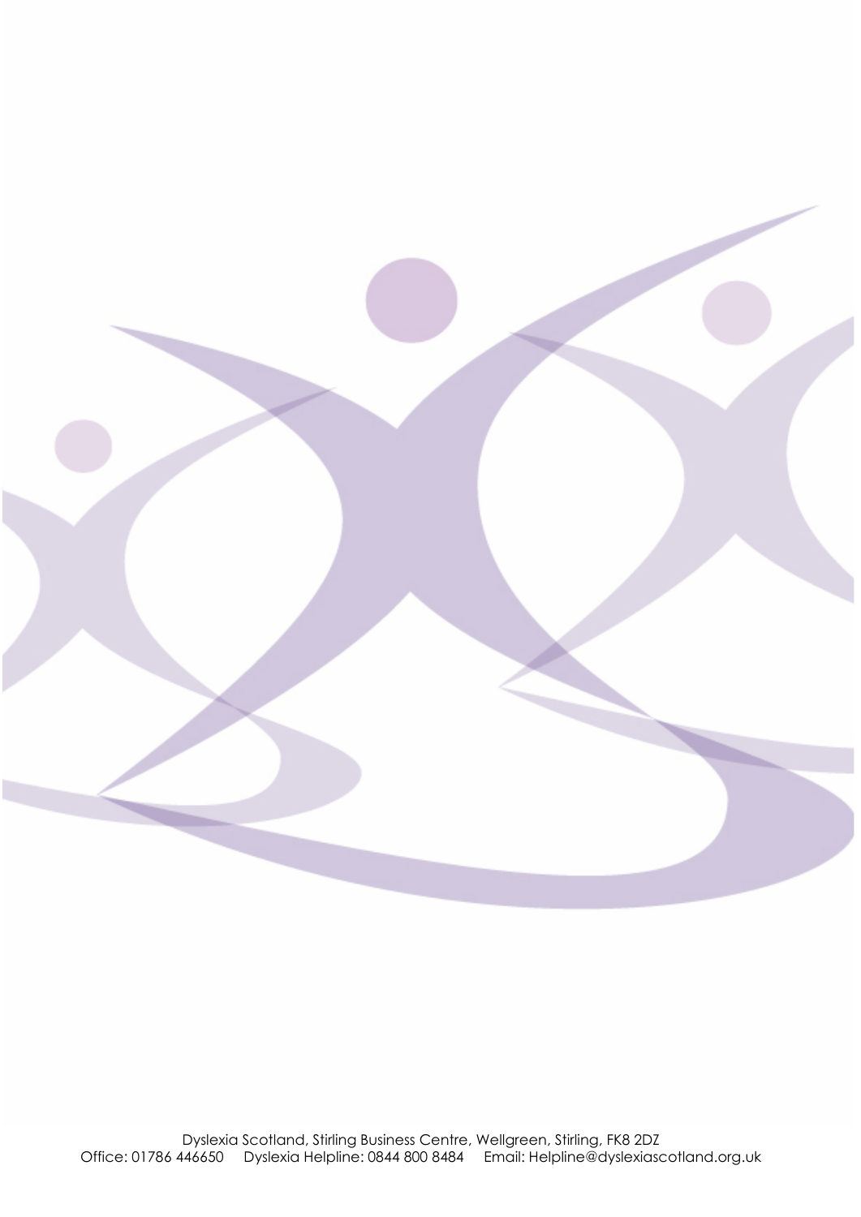Dyslexia Scotland, Stirling Business Centre, Wellgreen, Stirling, FK8 2DZ
Office: 01786 446650 Dyslexia Helpline: 0844 800 8484 Email: Helpline@dyslexiascotland.org.uk